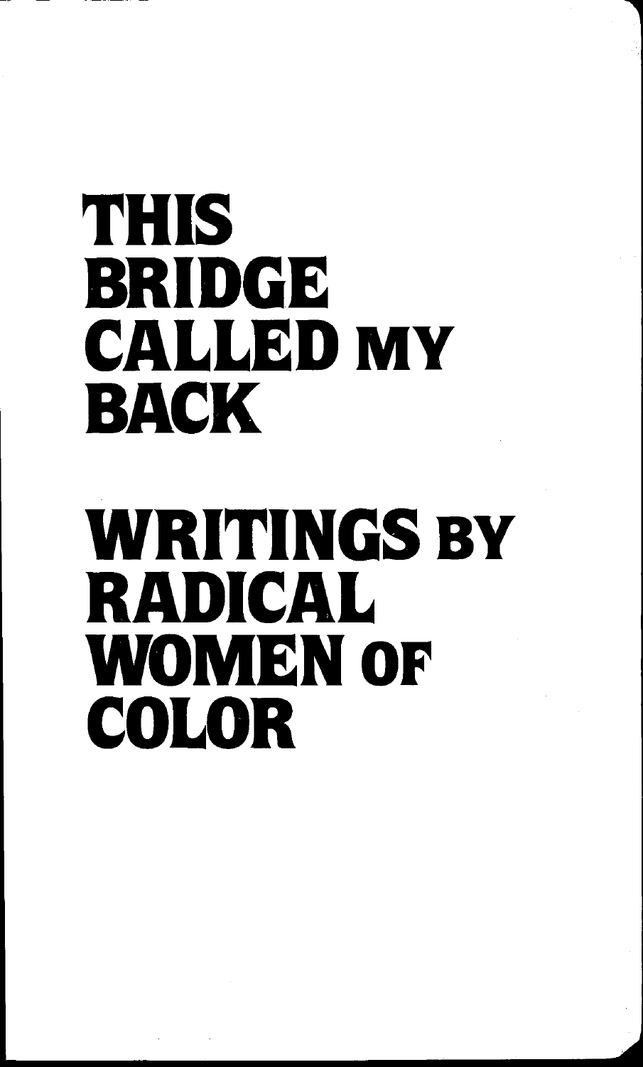# THIS BRIDGE CALLED MY BACK

# WRITINGS BY RADICAL WOMEN OF COLOR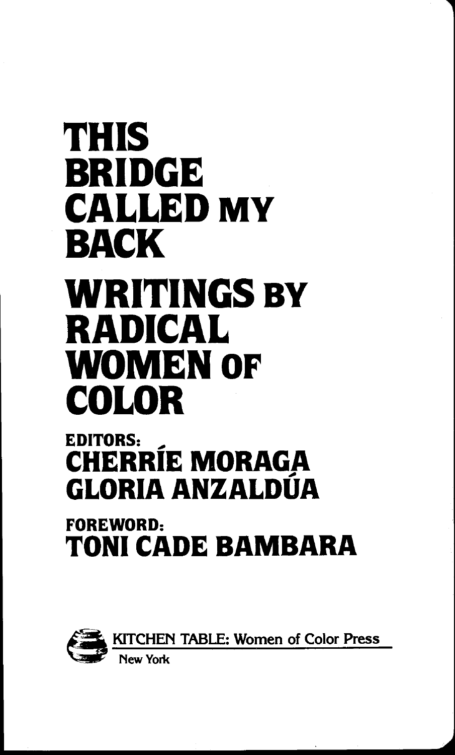# THIS BRIDGE CALLED MY BACK

## WRITINGS BY RADICAL WOMEN OF COLOR

EDITORS:
**CHERRÍE MORAGA**
**GLORIA ANZALDÚA**

FOREWORD:
**TONI CADE BAMBARA**

KITCHEN TABLE: Women of Color Press
New York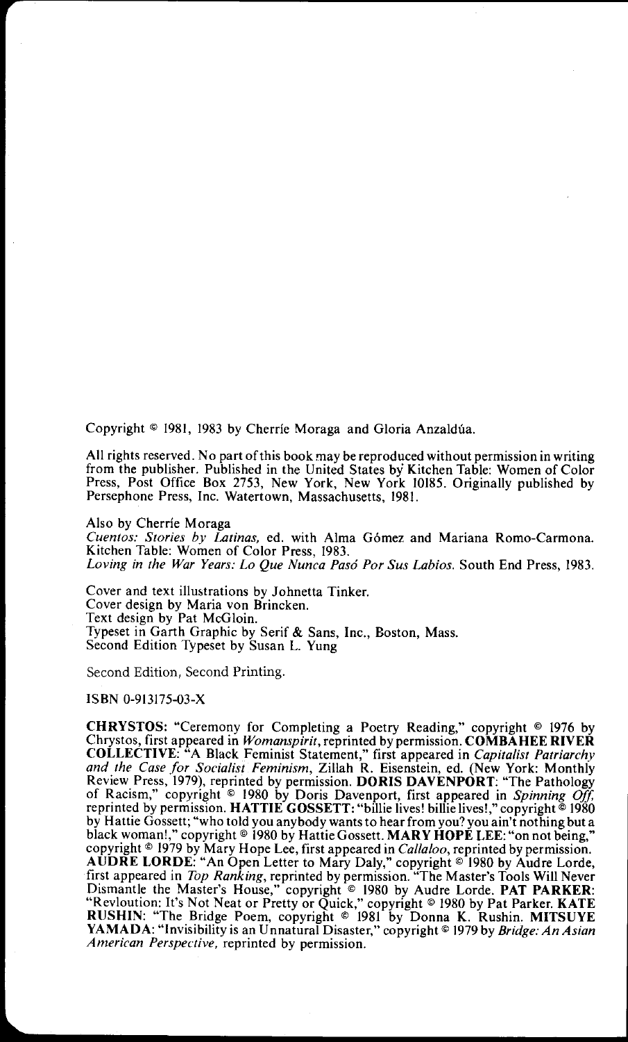Copyright © 1981, 1983 by Cherríe Moraga and Gloria Anzaldúa.

All rights reserved. No part of this book may be reproduced without permission in writing from the publisher. Published in the United States by Kitchen Table: Women of Color Press, Post Office Box 2753, New York, New York 10185. Originally published by Persephone Press, Inc. Watertown, Massachusetts, 1981.

Also by Cherríe Moraga
*Cuentos: Stories by Latinas,* ed. with Alma Gómez and Mariana Romo-Carmona. Kitchen Table: Women of Color Press, 1983.
*Loving in the War Years: Lo Que Nunca Pasó Por Sus Labios.* South End Press, 1983.

Cover and text illustrations by Johnetta Tinker.
Cover design by Maria von Brincken.
Text design by Pat McGloin.
Typeset in Garth Graphic by Serif & Sans, Inc., Boston, Mass.
Second Edition Typeset by Susan L. Yung

Second Edition, Second Printing.

ISBN 0-913175-03-X

**CHRYSTOS:** "Ceremony for Completing a Poetry Reading," copyright © 1976 by Chrystos, first appeared in *Womanspirit*, reprinted by permission. **COMBAHEE RIVER COLLECTIVE:** "A Black Feminist Statement," first appeared in *Capitalist Patriarchy and the Case for Socialist Feminism*, Zillah R. Eisenstein, ed. (New York: Monthly Review Press, 1979), reprinted by permission. **DORIS DAVENPORT:** "The Pathology of Racism," copyright © 1980 by Doris Davenport, first appeared in *Spinning Off*, reprinted by permission. **HATTIE GOSSETT:** "billie lives! billie lives!," copyright © 1980 by Hattie Gossett; "who told you anybody wants to hear from you? you ain't nothing but a black woman!," copyright © 1980 by Hattie Gossett. **MARY HOPE LEE:** "on not being," copyright © 1979 by Mary Hope Lee, first appeared in *Callaloo*, reprinted by permission. **AUDRE LORDE:** "An Open Letter to Mary Daly," copyright © 1980 by Audre Lorde, first appeared in *Top Ranking*, reprinted by permission. "The Master's Tools Will Never Dismantle the Master's House," copyright © 1980 by Audre Lorde. **PAT PARKER:** "Revloution: It's Not Neat or Pretty or Quick," copyright © 1980 by Pat Parker. **KATE RUSHIN:** "The Bridge Poem, copyright © 1981 by Donna K. Rushin. **MITSUYE YAMADA:** "Invisibility is an Unnatural Disaster," copyright © 1979 by *Bridge: An Asian American Perspective*, reprinted by permission.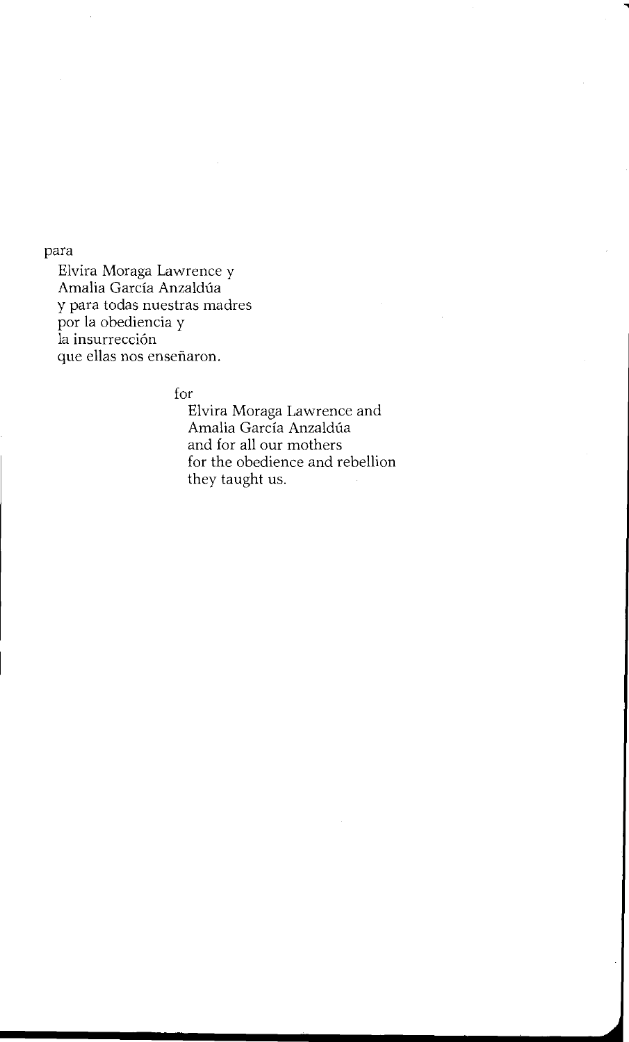para

Elvira Moraga Lawrence y
Amalia García Anzaldúa
y para todas nuestras madres
por la obediencia y
la insurrección
que ellas nos enseñaron.

for

Elvira Moraga Lawrence and
Amalia García Anzaldúa
and for all our mothers
for the obedience and rebellion
they taught us.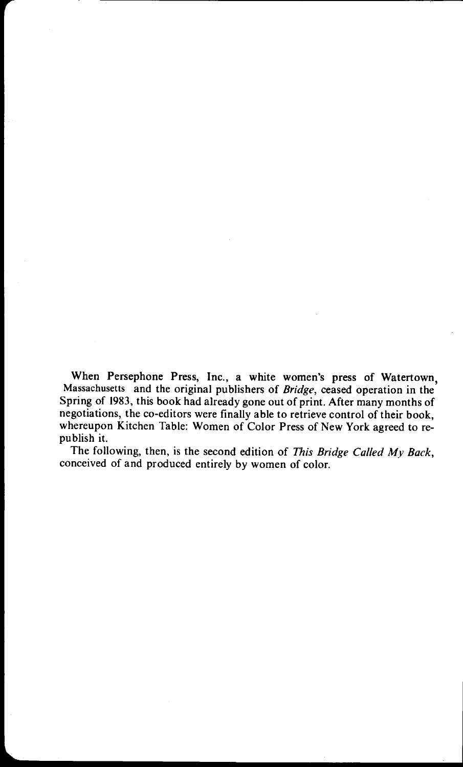When Persephone Press, Inc., a white women's press of Watertown, Massachusetts and the original publishers of *Bridge*, ceased operation in the Spring of 1983, this book had already gone out of print. After many months of negotiations, the co-editors were finally able to retrieve control of their book, whereupon Kitchen Table: Women of Color Press of New York agreed to re-publish it.

The following, then, is the second edition of *This Bridge Called My Back*, conceived of and produced entirely by women of color.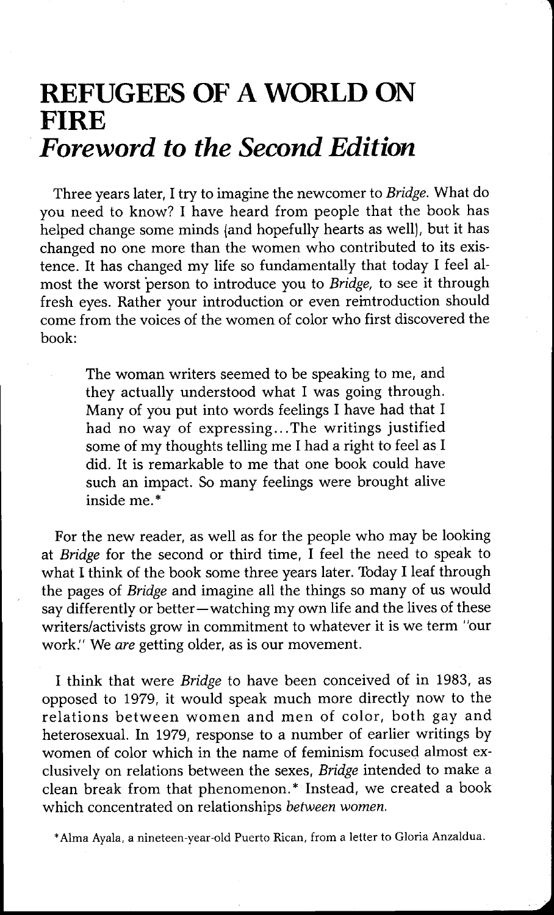# REFUGEES OF A WORLD ON FIRE

## *Foreword to the Second Edition*

Three years later, I try to imagine the newcomer to *Bridge.* What do you need to know? I have heard from people that the book has helped change some minds (and hopefully hearts as well), but it has changed no one more than the women who contributed to its existence. It has changed my life so fundamentally that today I feel almost the worst person to introduce you to *Bridge,* to see it through fresh eyes. Rather your introduction or even reintroduction should come from the voices of the women of color who first discovered the book:

> The woman writers seemed to be speaking to me, and they actually understood what I was going through. Many of you put into words feelings I have had that I had no way of expressing...The writings justified some of my thoughts telling me I had a right to feel as I did. It is remarkable to me that one book could have such an impact. So many feelings were brought alive inside me.*

For the new reader, as well as for the people who may be looking at *Bridge* for the second or third time, I feel the need to speak to what I think of the book some three years later. Today I leaf through the pages of *Bridge* and imagine all the things so many of us would say differently or better—watching my own life and the lives of these writers/activists grow in commitment to whatever it is we term "our work." We *are* getting older, as is our movement.

I think that were *Bridge* to have been conceived of in 1983, as opposed to 1979, it would speak much more directly now to the relations between women and men of color, both gay and heterosexual. In 1979, response to a number of earlier writings by women of color which in the name of feminism focused almost exclusively on relations between the sexes, *Bridge* intended to make a clean break from that phenomenon.* Instead, we created a book which concentrated on relationships *between women.*

*Alma Ayala, a nineteen-year-old Puerto Rican, from a letter to Gloria Anzaldua.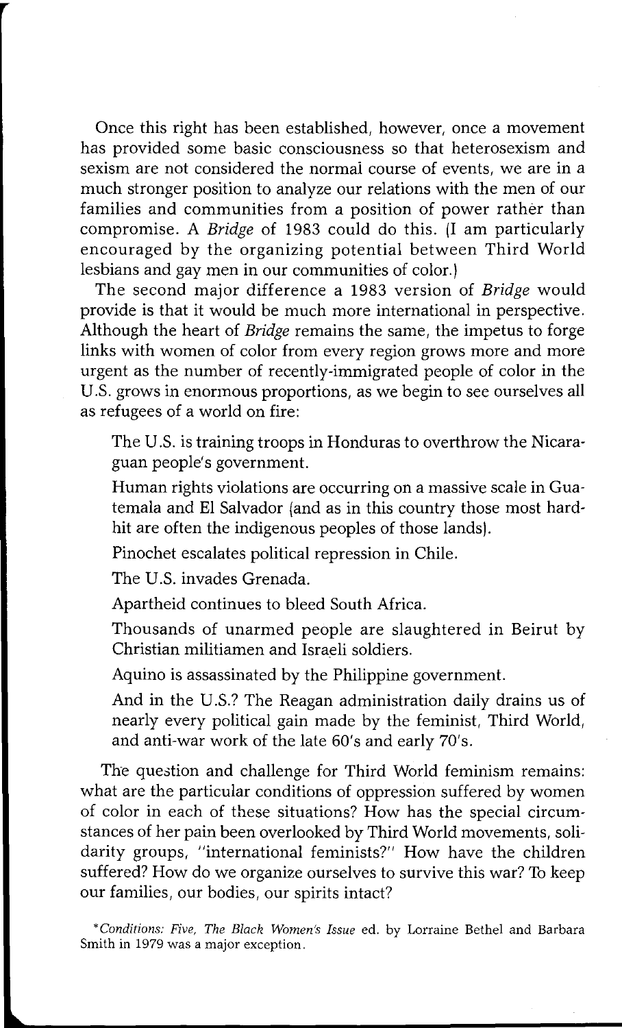Once this right has been established, however, once a movement has provided some basic consciousness so that heterosexism and sexism are not considered the normal course of events, we are in a much stronger position to analyze our relations with the men of our families and communities from a position of power rather than compromise. A *Bridge* of 1983 could do this. (I am particularly encouraged by the organizing potential between Third World lesbians and gay men in our communities of color.)

The second major difference a 1983 version of *Bridge* would provide is that it would be much more international in perspective. Although the heart of *Bridge* remains the same, the impetus to forge links with women of color from every region grows more and more urgent as the number of recently-immigrated people of color in the U.S. grows in enormous proportions, as we begin to see ourselves all as refugees of a world on fire:

> The U.S. is training troops in Honduras to overthrow the Nicaraguan people's government.
>
> Human rights violations are occurring on a massive scale in Guatemala and El Salvador (and as in this country those most hard-hit are often the indigenous peoples of those lands).
>
> Pinochet escalates political repression in Chile.
>
> The U.S. invades Grenada.
>
> Apartheid continues to bleed South Africa.
>
> Thousands of unarmed people are slaughtered in Beirut by Christian militiamen and Israeli soldiers.
>
> Aquino is assassinated by the Philippine government.
>
> And in the U.S.? The Reagan administration daily drains us of nearly every political gain made by the feminist, Third World, and anti-war work of the late 60's and early 70's.

The question and challenge for Third World feminism remains: what are the particular conditions of oppression suffered by women of color in each of these situations? How has the special circumstances of her pain been overlooked by Third World movements, solidarity groups, "international feminists?" How have the children suffered? How do we organize ourselves to survive this war? To keep our families, our bodies, our spirits intact?

*\*Conditions: Five, The Black Women's Issue* ed. by Lorraine Bethel and Barbara Smith in 1979 was a major exception.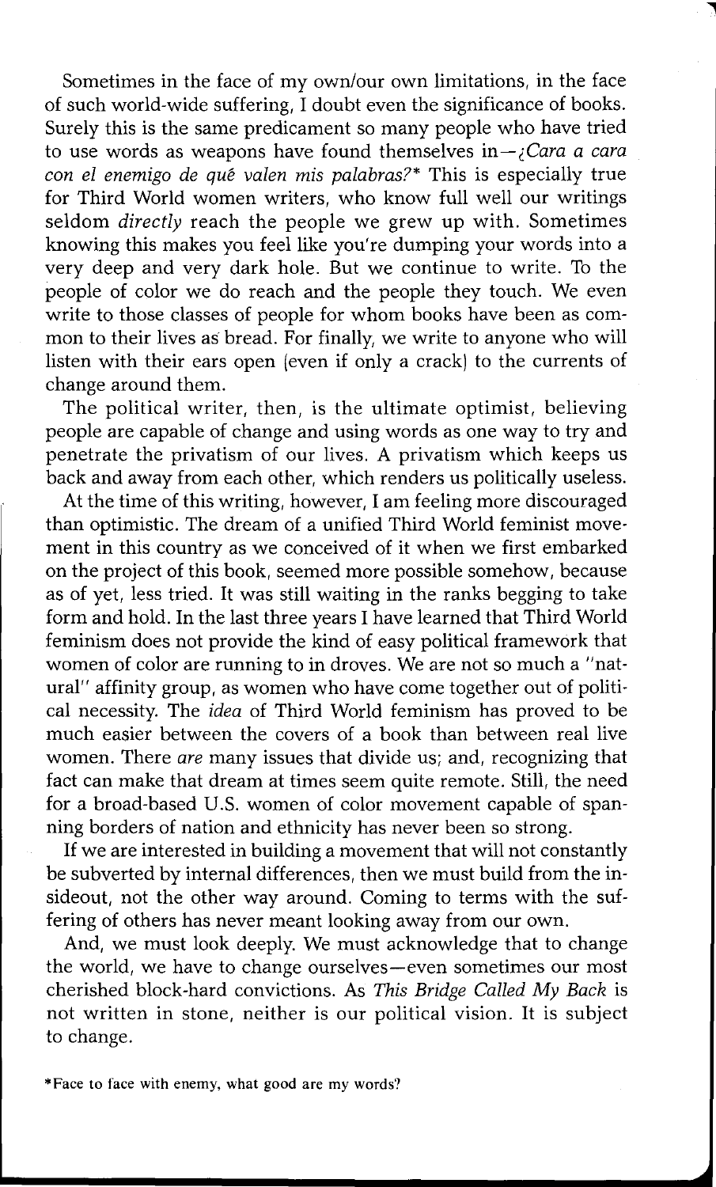Sometimes in the face of my own/our own limitations, in the face of such world-wide suffering, I doubt even the significance of books. Surely this is the same predicament so many people who have tried to use words as weapons have found themselves in—*¿Cara a cara con el enemigo de qué valen mis palabras?** This is especially true for Third World women writers, who know full well our writings seldom *directly* reach the people we grew up with. Sometimes knowing this makes you feel like you're dumping your words into a very deep and very dark hole. But we continue to write. To the people of color we do reach and the people they touch. We even write to those classes of people for whom books have been as common to their lives as bread. For finally, we write to anyone who will listen with their ears open (even if only a crack) to the currents of change around them.

The political writer, then, is the ultimate optimist, believing people are capable of change and using words as one way to try and penetrate the privatism of our lives. A privatism which keeps us back and away from each other, which renders us politically useless.

At the time of this writing, however, I am feeling more discouraged than optimistic. The dream of a unified Third World feminist movement in this country as we conceived of it when we first embarked on the project of this book, seemed more possible somehow, because as of yet, less tried. It was still waiting in the ranks begging to take form and hold. In the last three years I have learned that Third World feminism does not provide the kind of easy political framework that women of color are running to in droves. We are not so much a "natural" affinity group, as women who have come together out of political necessity. The *idea* of Third World feminism has proved to be much easier between the covers of a book than between real live women. There *are* many issues that divide us; and, recognizing that fact can make that dream at times seem quite remote. Still, the need for a broad-based U.S. women of color movement capable of spanning borders of nation and ethnicity has never been so strong.

If we are interested in building a movement that will not constantly be subverted by internal differences, then we must build from the insideout, not the other way around. Coming to terms with the suffering of others has never meant looking away from our own.

And, we must look deeply. We must acknowledge that to change the world, we have to change ourselves—even sometimes our most cherished block-hard convictions. As *This Bridge Called My Back* is not written in stone, neither is our political vision. It is subject to change.

*Face to face with enemy, what good are my words?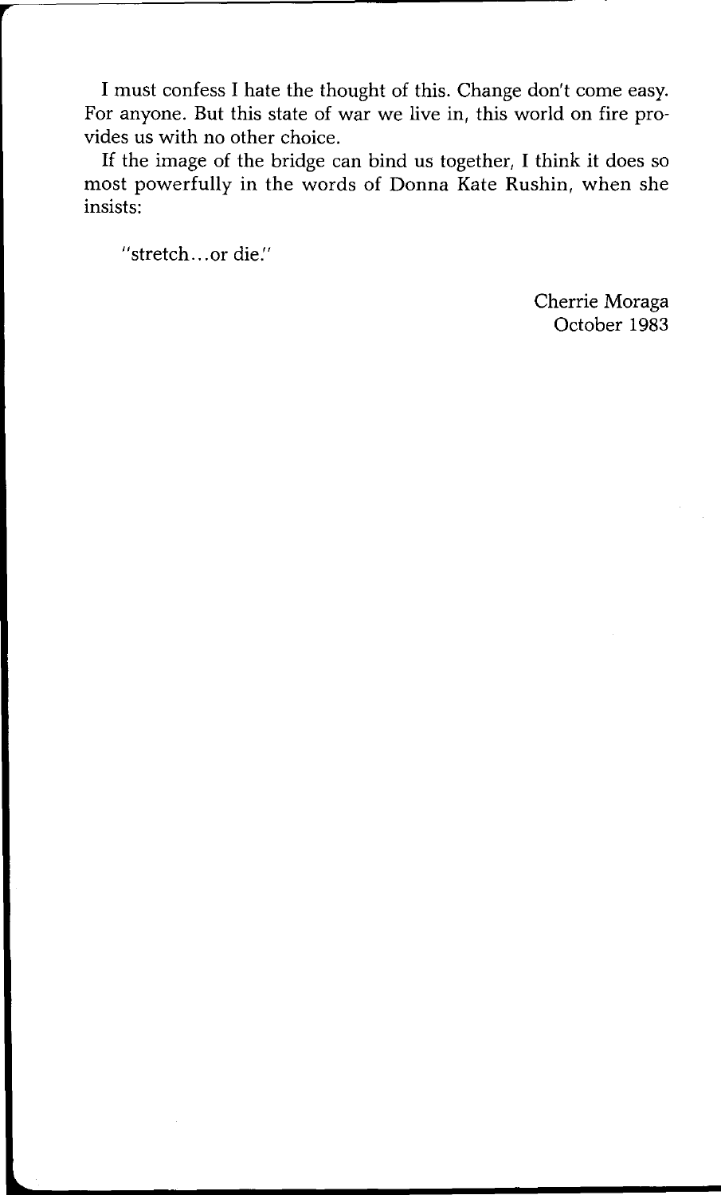I must confess I hate the thought of this. Change don't come easy. For anyone. But this state of war we live in, this world on fire provides us with no other choice.

If the image of the bridge can bind us together, I think it does so most powerfully in the words of Donna Kate Rushin, when she insists:

> "stretch...or die."

Cherrie Moraga
October 1983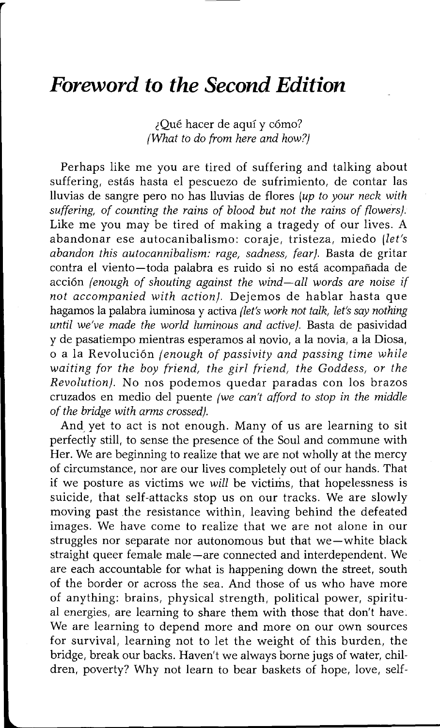## *Foreword to the Second Edition*

¿Qué hacer de aquí y cómo?
*(What to do from here and how?)*

Perhaps like me you are tired of suffering and talking about suffering, estás hasta el pescuezo de sufrimiento, de contar las lluvias de sangre pero no has lluvias de flores *(up to your neck with suffering, of counting the rains of blood but not the rains of flowers)*. Like me you may be tired of making a tragedy of our lives. A abandonar ese autocanibalismo: coraje, tristeza, miedo *(let's abandon this autocannibalism: rage, sadness, fear)*. Basta de gritar contra el viento—toda palabra es ruido si no está acompañada de acción *(enough of shouting against the wind—all words are noise if not accompanied with action)*. Dejemos de hablar hasta que hagamos la palabra luminosa y activa *(let's work not talk, let's say nothing until we've made the world luminous and active)*. Basta de pasividad y de pasatiempo mientras esperamos al novio, a la novia, a la Diosa, o a la Revolución *(enough of passivity and passing time while waiting for the boy friend, the girl friend, the Goddess, or the Revolution)*. No nos podemos quedar paradas con los brazos cruzados en medio del puente *(we can't afford to stop in the middle of the bridge with arms crossed)*.

And yet to act is not enough. Many of us are learning to sit perfectly still, to sense the presence of the Soul and commune with Her. We are beginning to realize that we are not wholly at the mercy of circumstance, nor are our lives completely out of our hands. That if we posture as victims we *will* be victims, that hopelessness is suicide, that self-attacks stop us on our tracks. We are slowly moving past the resistance within, leaving behind the defeated images. We have come to realize that we are not alone in our struggles nor separate nor autonomous but that we—white black straight queer female male—are connected and interdependent. We are each accountable for what is happening down the street, south of the border or across the sea. And those of us who have more of anything: brains, physical strength, political power, spiritual energies, are learning to share them with those that don't have. We are learning to depend more and more on our own sources for survival, learning not to let the weight of this burden, the bridge, break our backs. Haven't we always borne jugs of water, children, poverty? Why not learn to bear baskets of hope, love, self-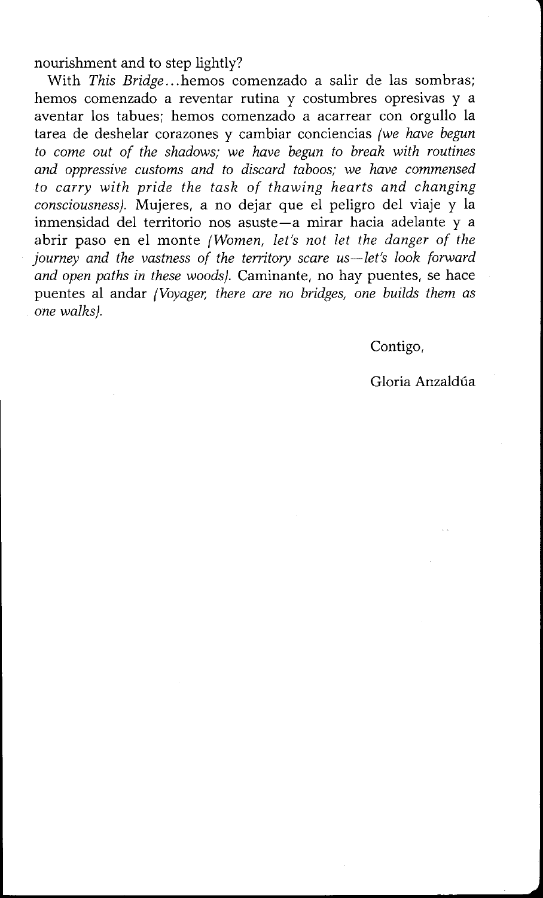nourishment and to step lightly?

With *This Bridge*...hemos comenzado a salir de las sombras; hemos comenzado a reventar rutina y costumbres opresivas y a aventar los tabues; hemos comenzado a acarrear con orgullo la tarea de deshelar corazones y cambiar conciencias *(we have begun to come out of the shadows; we have begun to break with routines and oppressive customs and to discard taboos; we have commensed to carry with pride the task of thawing hearts and changing consciousness)*. Mujeres, a no dejar que el peligro del viaje y la inmensidad del territorio nos asuste—a mirar hacia adelante y a abrir paso en el monte *(Women, let's not let the danger of the journey and the vastness of the territory scare us—let's look forward and open paths in these woods)*. Caminante, no hay puentes, se hace puentes al andar *(Voyager, there are no bridges, one builds them as one walks)*.

Contigo,

Gloria Anzaldúa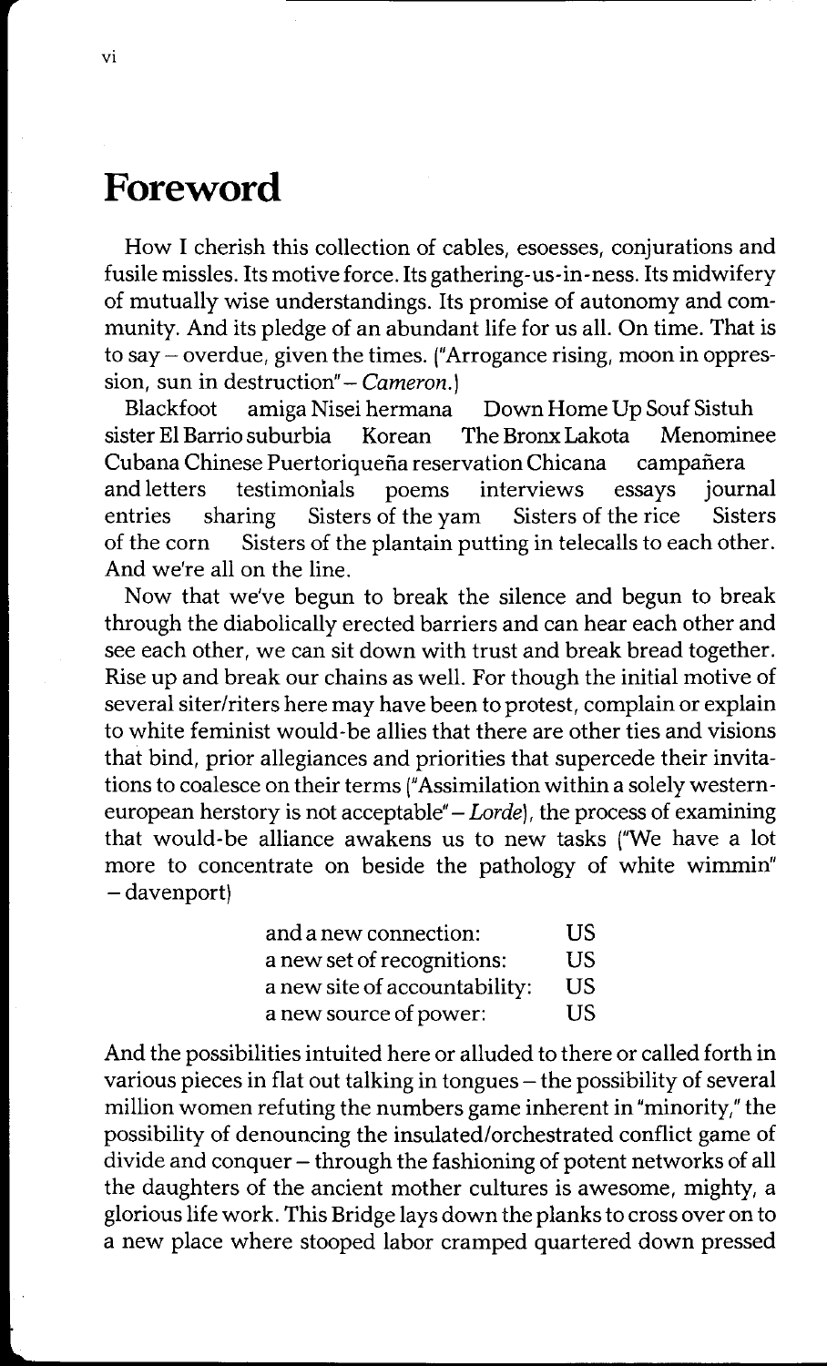# Foreword

How I cherish this collection of cables, esoesses, conjurations and fusile missles. Its motive force. Its gathering-us-in-ness. Its midwifery of mutually wise understandings. Its promise of autonomy and community. And its pledge of an abundant life for us all. On time. That is to say – overdue, given the times. ("Arrogance rising, moon in oppression, sun in destruction" – *Cameron*.)

Blackfoot amiga Nisei hermana Down Home Up Souf Sistuh sister El Barrio suburbia Korean The Bronx Lakota Menominee Cubana Chinese Puertoriqueña reservation Chicana campañera and letters testimonials poems interviews essays journal entries sharing Sisters of the yam Sisters of the rice Sisters of the corn Sisters of the plantain putting in telecalls to each other. And we're all on the line.

Now that we've begun to break the silence and begun to break through the diabolically erected barriers and can hear each other and see each other, we can sit down with trust and break bread together. Rise up and break our chains as well. For though the initial motive of several siter/riters here may have been to protest, complain or explain to white feminist would-be allies that there are other ties and visions that bind, prior allegiances and priorities that supercede their invitations to coalesce on their terms ("Assimilation within a solely western-european herstory is not acceptable" – *Lorde*), the process of examining that would-be alliance awakens us to new tasks ("We have a lot more to concentrate on beside the pathology of white wimmin" – davenport)

and a new connection: US
a new set of recognitions: US
a new site of accountability: US
a new source of power: US

And the possibilities intuited here or alluded to there or called forth in various pieces in flat out talking in tongues – the possibility of several million women refuting the numbers game inherent in "minority," the possibility of denouncing the insulated/orchestrated conflict game of divide and conquer – through the fashioning of potent networks of all the daughters of the ancient mother cultures is awesome, mighty, a glorious life work. This Bridge lays down the planks to cross over on to a new place where stooped labor cramped quartered down pressed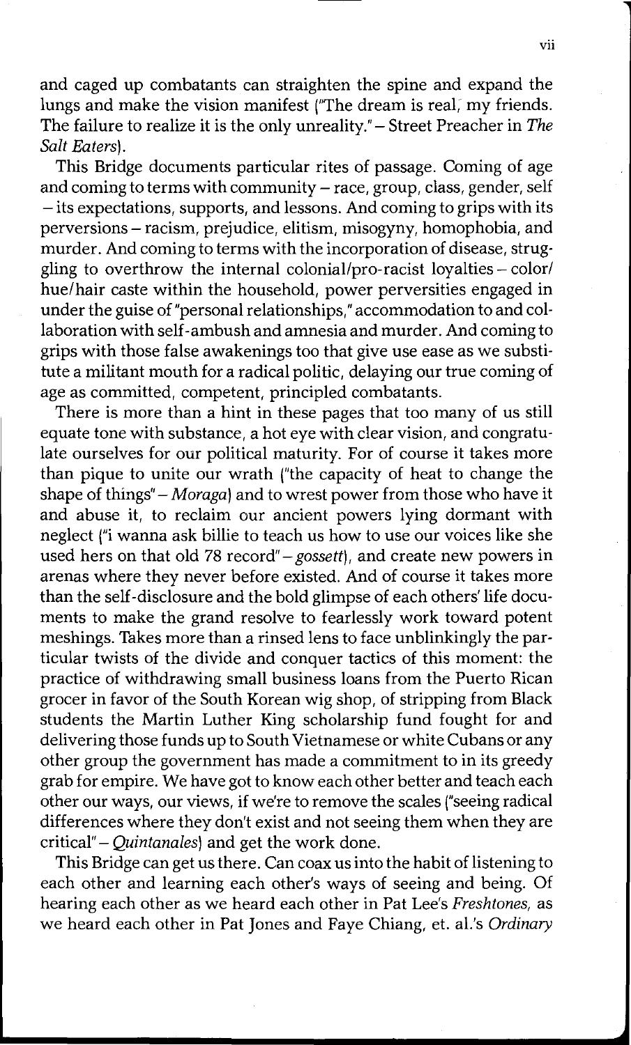and caged up combatants can straighten the spine and expand the lungs and make the vision manifest ("The dream is real, my friends. The failure to realize it is the only unreality." – Street Preacher in *The Salt Eaters*).

This Bridge documents particular rites of passage. Coming of age and coming to terms with community – race, group, class, gender, self – its expectations, supports, and lessons. And coming to grips with its perversions – racism, prejudice, elitism, misogyny, homophobia, and murder. And coming to terms with the incorporation of disease, struggling to overthrow the internal colonial/pro-racist loyalties – color/hue/hair caste within the household, power perversities engaged in under the guise of "personal relationships," accommodation to and collaboration with self-ambush and amnesia and murder. And coming to grips with those false awakenings too that give use ease as we substitute a militant mouth for a radical politic, delaying our true coming of age as committed, competent, principled combatants.

There is more than a hint in these pages that too many of us still equate tone with substance, a hot eye with clear vision, and congratulate ourselves for our political maturity. For of course it takes more than pique to unite our wrath ("the capacity of heat to change the shape of things" – *Moraga*) and to wrest power from those who have it and abuse it, to reclaim our ancient powers lying dormant with neglect ("i wanna ask billie to teach us how to use our voices like she used hers on that old 78 record" – *gossett*), and create new powers in arenas where they never before existed. And of course it takes more than the self-disclosure and the bold glimpse of each others' life documents to make the grand resolve to fearlessly work toward potent meshings. Takes more than a rinsed lens to face unblinkingly the particular twists of the divide and conquer tactics of this moment: the practice of withdrawing small business loans from the Puerto Rican grocer in favor of the South Korean wig shop, of stripping from Black students the Martin Luther King scholarship fund fought for and delivering those funds up to South Vietnamese or white Cubans or any other group the government has made a commitment to in its greedy grab for empire. We have got to know each other better and teach each other our ways, our views, if we're to remove the scales ("seeing radical differences where they don't exist and not seeing them when they are critical" – *Quintanales*) and get the work done.

This Bridge can get us there. Can coax us into the habit of listening to each other and learning each other's ways of seeing and being. Of hearing each other as we heard each other in Pat Lee's *Freshtones*, as we heard each other in Pat Jones and Faye Chiang, et. al.'s *Ordinary*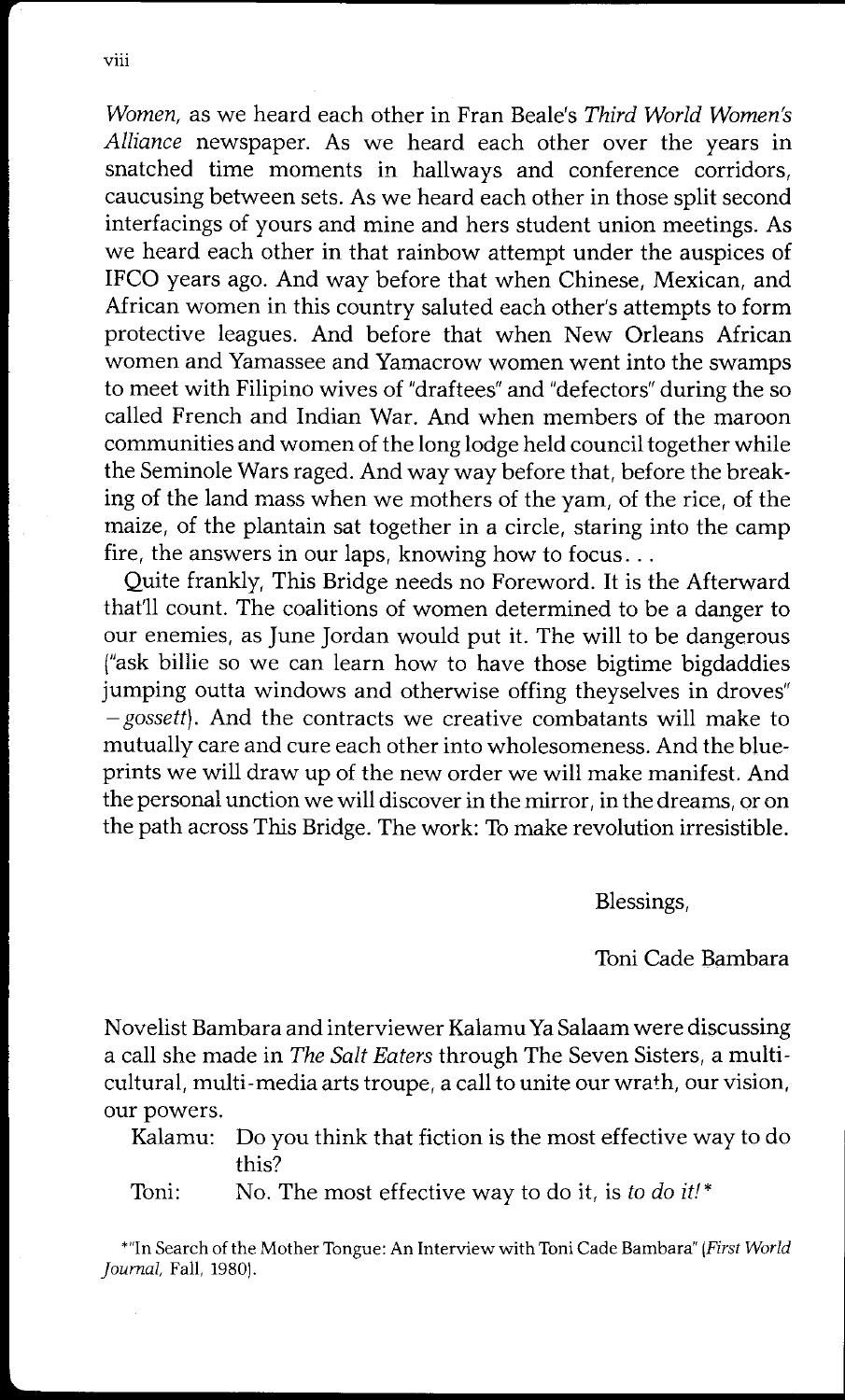*Women*, as we heard each other in Fran Beale's *Third World Women's Alliance* newspaper. As we heard each other over the years in snatched time moments in hallways and conference corridors, caucusing between sets. As we heard each other in those split second interfacings of yours and mine and hers student union meetings. As we heard each other in that rainbow attempt under the auspices of IFCO years ago. And way before that when Chinese, Mexican, and African women in this country saluted each other's attempts to form protective leagues. And before that when New Orleans African women and Yamassee and Yamacrow women went into the swamps to meet with Filipino wives of "draftees" and "defectors" during the so called French and Indian War. And when members of the maroon communities and women of the long lodge held council together while the Seminole Wars raged. And way way before that, before the breaking of the land mass when we mothers of the yam, of the rice, of the maize, of the plantain sat together in a circle, staring into the camp fire, the answers in our laps, knowing how to focus...

Quite frankly, This Bridge needs no Foreword. It is the Afterward that'll count. The coalitions of women determined to be a danger to our enemies, as June Jordan would put it. The will to be dangerous ("ask billie so we can learn how to have those bigtime bigdaddies jumping outta windows and otherwise offing theyselves in droves" —*gossett*). And the contracts we creative combatants will make to mutually care and cure each other into wholesomeness. And the blueprints we will draw up of the new order we will make manifest. And the personal unction we will discover in the mirror, in the dreams, or on the path across This Bridge. The work: To make revolution irresistible.

Blessings,

Toni Cade Bambara

Novelist Bambara and interviewer Kalamu Ya Salaam were discussing a call she made in *The Salt Eaters* through The Seven Sisters, a multicultural, multi-media arts troupe, a call to unite our wrath, our vision, our powers.

Kalamu: Do you think that fiction is the most effective way to do this?

Toni: No. The most effective way to do it, is *to do it!*\*

\*"In Search of the Mother Tongue: An Interview with Toni Cade Bambara" (*First World Journal*, Fall, 1980).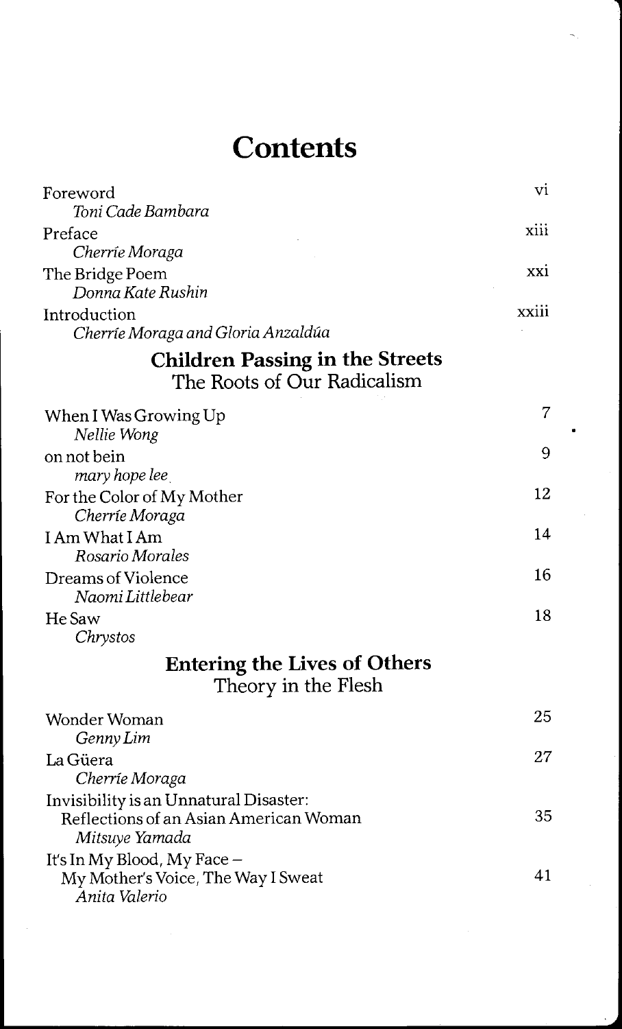# Contents

| | |
|---|---|
| Foreword<br>*Toni Cade Bambara* | vi |
| Preface<br>*Cherríe Moraga* | xiii |
| The Bridge Poem<br>*Donna Kate Rushin* | xxi |
| Introduction<br>*Cherríe Moraga and Gloria Anzaldúa* | xxiii |

## Children Passing in the Streets
### The Roots of Our Radicalism

| | |
|---|---|
| When I Was Growing Up<br>*Nellie Wong* | 7 |
| on not bein<br>*mary hope lee* | 9 |
| For the Color of My Mother<br>*Cherríe Moraga* | 12 |
| I Am What I Am<br>*Rosario Morales* | 14 |
| Dreams of Violence<br>*Naomi Littlebear* | 16 |
| He Saw<br>*Chrystos* | 18 |

## Entering the Lives of Others
### Theory in the Flesh

| | |
|---|---|
| Wonder Woman<br>*Genny Lim* | 25 |
| La Güera<br>*Cherríe Moraga* | 27 |
| Invisibility is an Unnatural Disaster:<br>Reflections of an Asian American Woman<br>*Mitsuye Yamada* | 35 |
| It's In My Blood, My Face –<br>My Mother's Voice, The Way I Sweat<br>*Anita Valerio* | 41 |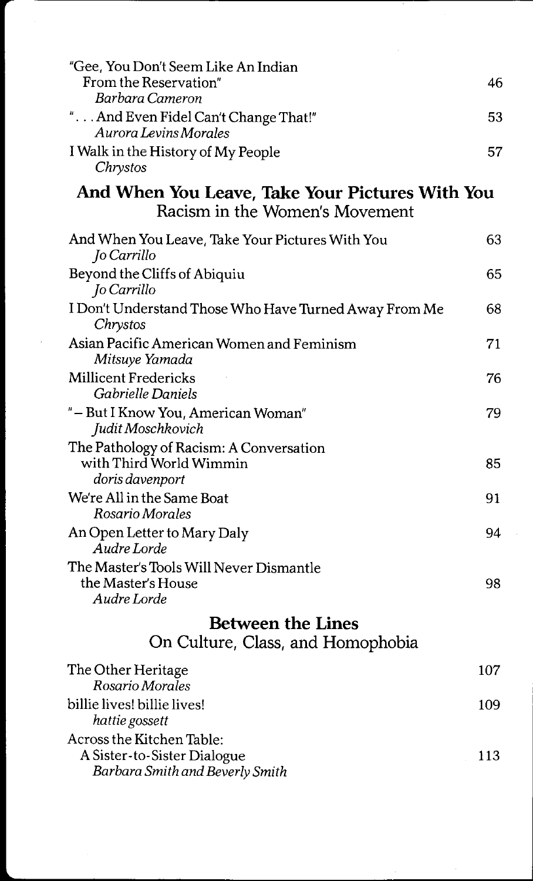"Gee, You Don't Seem Like An Indian From the Reservation" 46
*Barbara Cameron*

". . . And Even Fidel Can't Change That!" 53
*Aurora Levins Morales*

I Walk in the History of My People 57
*Chrystos*

## And When You Leave, Take Your Pictures With You
### Racism in the Women's Movement

And When You Leave, Take Your Pictures With You 63
*Jo Carrillo*

Beyond the Cliffs of Abiquiu 65
*Jo Carrillo*

I Don't Understand Those Who Have Turned Away From Me 68
*Chrystos*

Asian Pacific American Women and Feminism 71
*Mitsuye Yamada*

Millicent Fredericks 76
*Gabrielle Daniels*

"– But I Know You, American Woman" 79
*Judit Moschkovich*

The Pathology of Racism: A Conversation with Third World Wimmin 85
*doris davenport*

We're All in the Same Boat 91
*Rosario Morales*

An Open Letter to Mary Daly 94
*Audre Lorde*

The Master's Tools Will Never Dismantle the Master's House 98
*Audre Lorde*

## Between the Lines
### On Culture, Class, and Homophobia

The Other Heritage 107
*Rosario Morales*

billie lives! billie lives! 109
*hattie gossett*

Across the Kitchen Table: A Sister-to-Sister Dialogue 113
*Barbara Smith and Beverly Smith*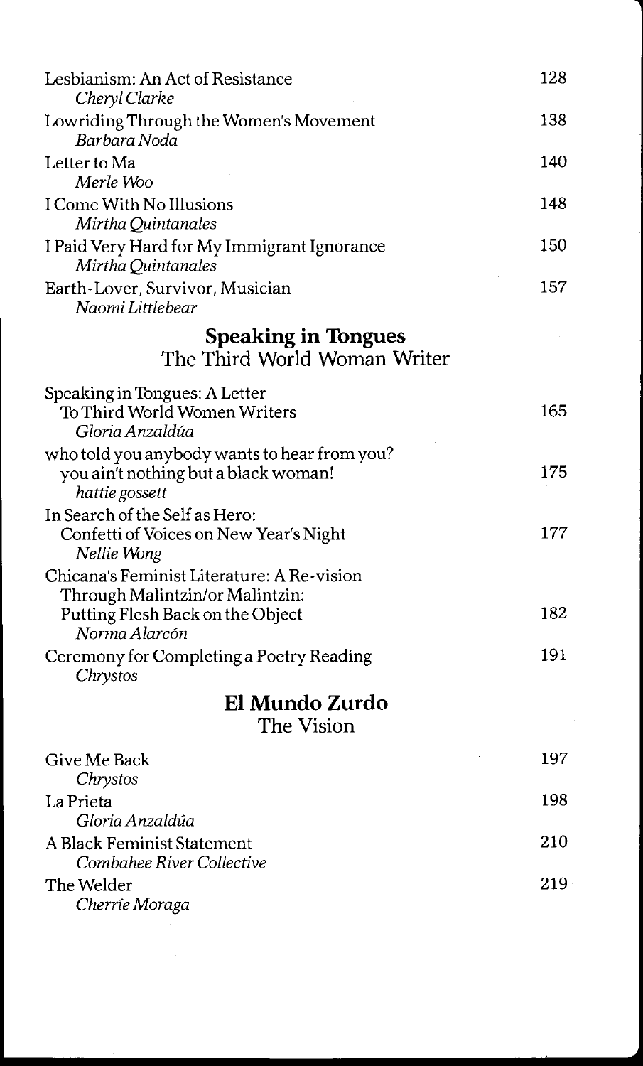Lesbianism: An Act of Resistance — 128
*Cheryl Clarke*

Lowriding Through the Women's Movement — 138
*Barbara Noda*

Letter to Ma — 140
*Merle Woo*

I Come With No Illusions — 148
*Mirtha Quintanales*

I Paid Very Hard for My Immigrant Ignorance — 150
*Mirtha Quintanales*

Earth-Lover, Survivor, Musician — 157
*Naomi Littlebear*

## Speaking in Tongues
### The Third World Woman Writer

Speaking in Tongues: A Letter
To Third World Women Writers — 165
*Gloria Anzaldúa*

who told you anybody wants to hear from you?
you ain't nothing but a black woman! — 175
*hattie gossett*

In Search of the Self as Hero:
Confetti of Voices on New Year's Night — 177
*Nellie Wong*

Chicana's Feminist Literature: A Re-vision
Through Malintzin/or Malintzin:
Putting Flesh Back on the Object — 182
*Norma Alarcón*

Ceremony for Completing a Poetry Reading — 191
*Chrystos*

## El Mundo Zurdo
### The Vision

Give Me Back — 197
*Chrystos*

La Prieta — 198
*Gloria Anzaldúa*

A Black Feminist Statement — 210
*Combahee River Collective*

The Welder — 219
*Cherríe Moraga*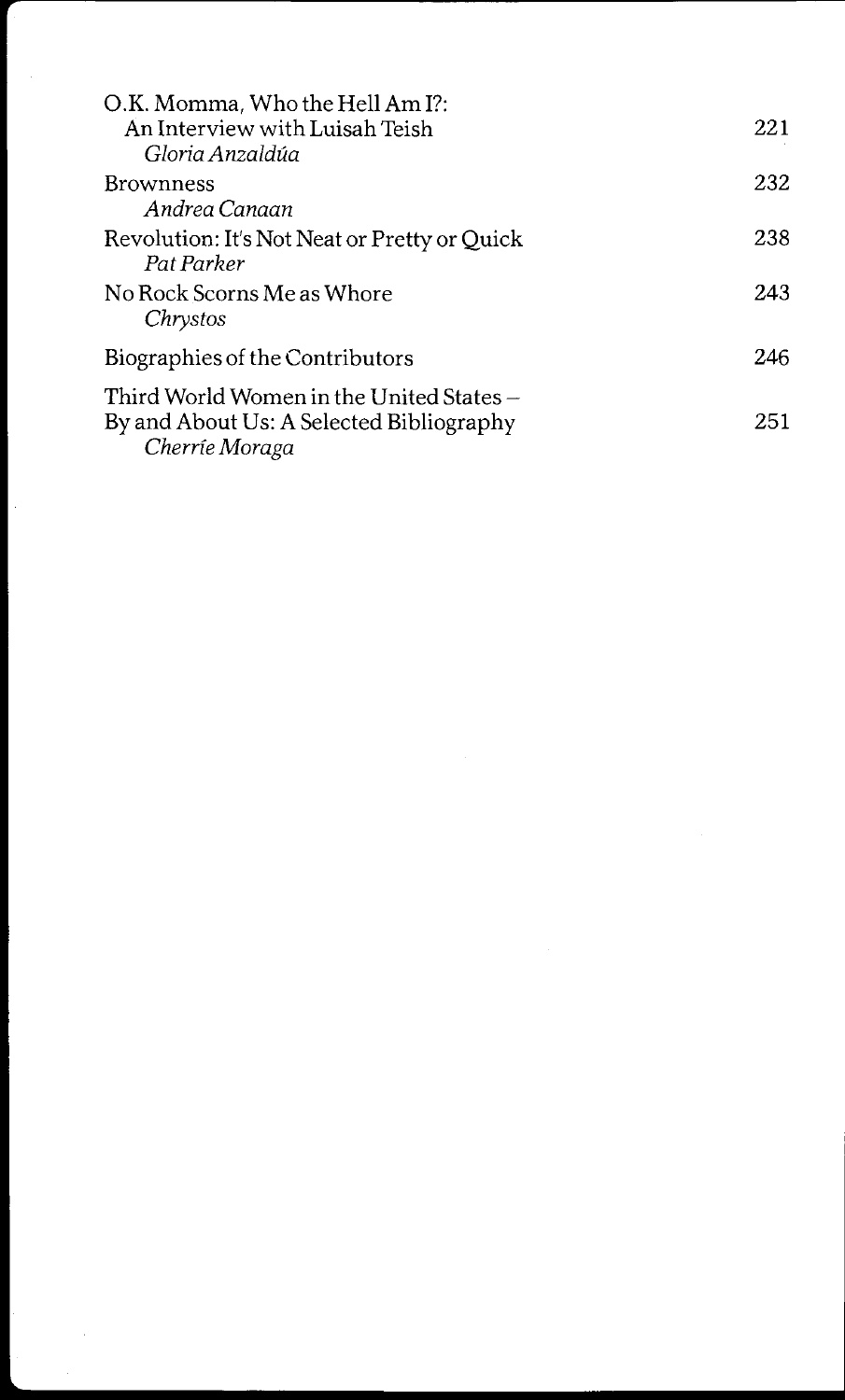O.K. Momma, Who the Hell Am I?:
An Interview with Luisah Teish — 221
*Gloria Anzaldúa*

Brownness — 232
*Andrea Canaan*

Revolution: It's Not Neat or Pretty or Quick — 238
*Pat Parker*

No Rock Scorns Me as Whore — 243
*Chrystos*

Biographies of the Contributors — 246

Third World Women in the United States –
By and About Us: A Selected Bibliography — 251
*Cherríe Moraga*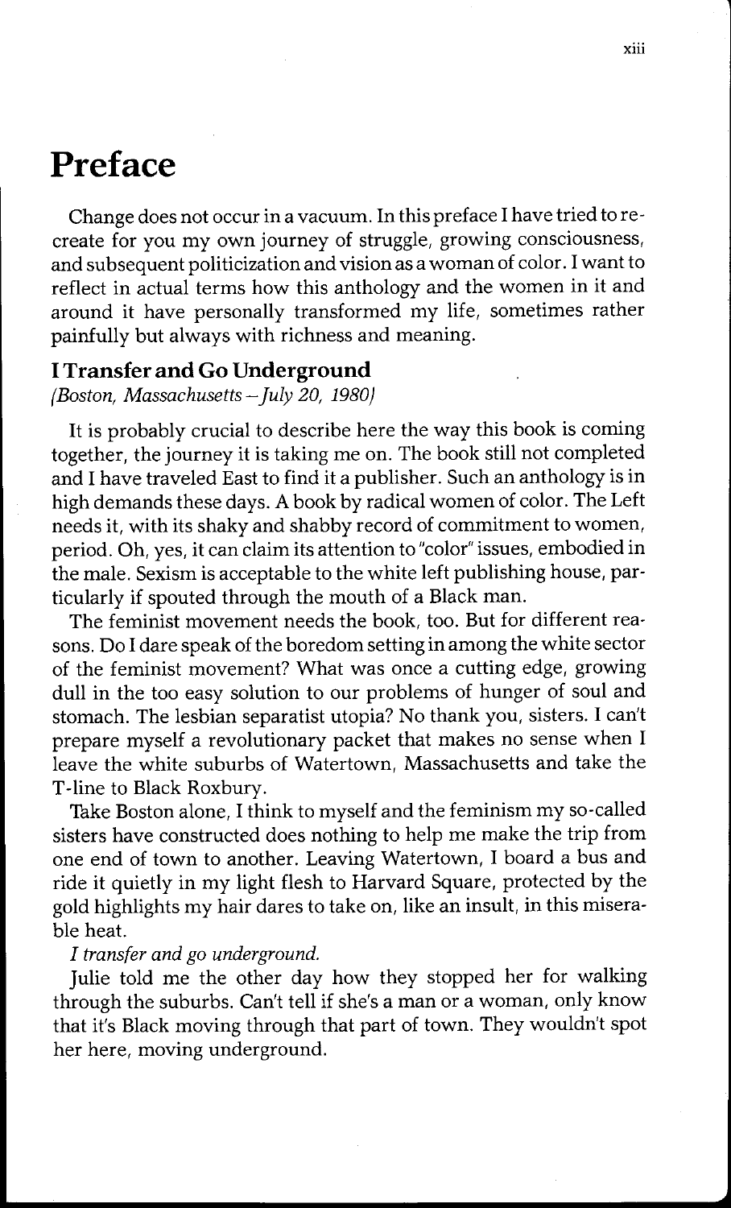# Preface

Change does not occur in a vacuum. In this preface I have tried to re-create for you my own journey of struggle, growing consciousness, and subsequent politicization and vision as a woman of color. I want to reflect in actual terms how this anthology and the women in it and around it have personally transformed my life, sometimes rather painfully but always with richness and meaning.

### I Transfer and Go Underground

*(Boston, Massachusetts – July 20, 1980)*

It is probably crucial to describe here the way this book is coming together, the journey it is taking me on. The book still not completed and I have traveled East to find it a publisher. Such an anthology is in high demands these days. A book by radical women of color. The Left needs it, with its shaky and shabby record of commitment to women, period. Oh, yes, it can claim its attention to "color" issues, embodied in the male. Sexism is acceptable to the white left publishing house, particularly if spouted through the mouth of a Black man.

The feminist movement needs the book, too. But for different reasons. Do I dare speak of the boredom setting in among the white sector of the feminist movement? What was once a cutting edge, growing dull in the too easy solution to our problems of hunger of soul and stomach. The lesbian separatist utopia? No thank you, sisters. I can't prepare myself a revolutionary packet that makes no sense when I leave the white suburbs of Watertown, Massachusetts and take the T-line to Black Roxbury.

Take Boston alone, I think to myself and the feminism my so-called sisters have constructed does nothing to help me make the trip from one end of town to another. Leaving Watertown, I board a bus and ride it quietly in my light flesh to Harvard Square, protected by the gold highlights my hair dares to take on, like an insult, in this miserable heat.

*I transfer and go underground.*

Julie told me the other day how they stopped her for walking through the suburbs. Can't tell if she's a man or a woman, only know that it's Black moving through that part of town. They wouldn't spot her here, moving underground.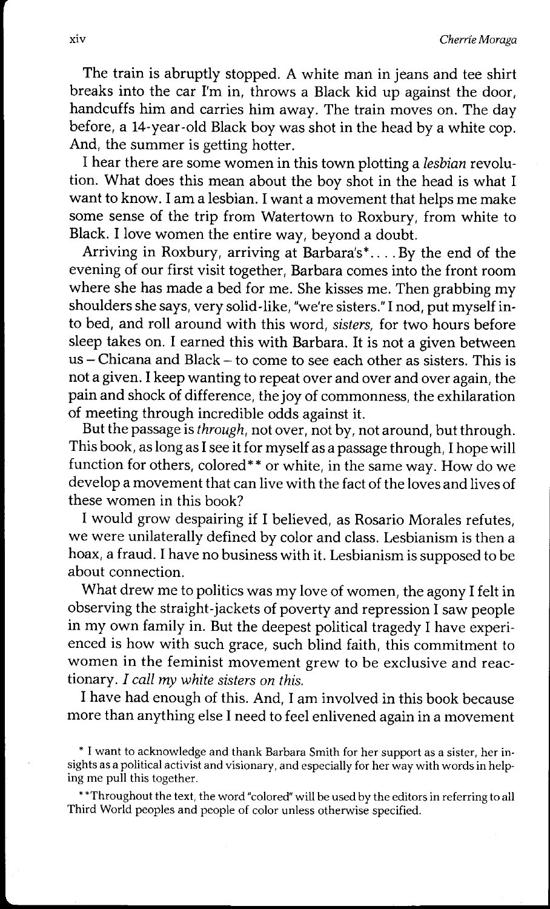The train is abruptly stopped. A white man in jeans and tee shirt breaks into the car I'm in, throws a Black kid up against the door, handcuffs him and carries him away. The train moves on. The day before, a 14-year-old Black boy was shot in the head by a white cop. And, the summer is getting hotter.

I hear there are some women in this town plotting a *lesbian* revolution. What does this mean about the boy shot in the head is what I want to know. I am a lesbian. I want a movement that helps me make some sense of the trip from Watertown to Roxbury, from white to Black. I love women the entire way, beyond a doubt.

Arriving in Roxbury, arriving at Barbara's*. . . . By the end of the evening of our first visit together, Barbara comes into the front room where she has made a bed for me. She kisses me. Then grabbing my shoulders she says, very solid-like, "we're sisters." I nod, put myself into bed, and roll around with this word, *sisters,* for two hours before sleep takes on. I earned this with Barbara. It is not a given between us – Chicana and Black – to come to see each other as sisters. This is not a given. I keep wanting to repeat over and over and over again, the pain and shock of difference, the joy of commonness, the exhilaration of meeting through incredible odds against it.

But the passage is *through,* not over, not by, not around, but through. This book, as long as I see it for myself as a passage through, I hope will function for others, colored** or white, in the same way. How do we develop a movement that can live with the fact of the loves and lives of these women in this book?

I would grow despairing if I believed, as Rosario Morales refutes, we were unilaterally defined by color and class. Lesbianism is then a hoax, a fraud. I have no business with it. Lesbianism is supposed to be about connection.

What drew me to politics was my love of women, the agony I felt in observing the straight-jackets of poverty and repression I saw people in my own family in. But the deepest political tragedy I have experienced is how with such grace, such blind faith, this commitment to women in the feminist movement grew to be exclusive and reactionary. *I call my white sisters on this.*

I have had enough of this. And, I am involved in this book because more than anything else I need to feel enlivened again in a movement

* I want to acknowledge and thank Barbara Smith for her support as a sister, her insights as a political activist and visionary, and especially for her way with words in helping me pull this together.

**Throughout the text, the word "colored" will be used by the editors in referring to all Third World peoples and people of color unless otherwise specified.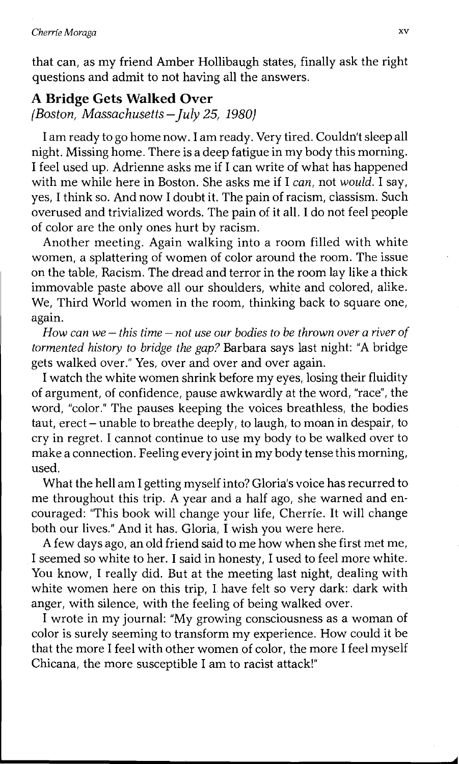that can, as my friend Amber Hollibaugh states, finally ask the right questions and admit to not having all the answers.

## A Bridge Gets Walked Over

*(Boston, Massachusetts—July 25, 1980)*

I am ready to go home now. I am ready. Very tired. Couldn't sleep all night. Missing home. There is a deep fatigue in my body this morning. I feel used up. Adrienne asks me if I can write of what has happened with me while here in Boston. She asks me if I *can*, not *would*. I say, yes, I think so. And now I doubt it. The pain of racism, classism. Such overused and trivialized words. The pain of it all. I do not feel people of color are the only ones hurt by racism.

Another meeting. Again walking into a room filled with white women, a splattering of women of color around the room. The issue on the table, Racism. The dread and terror in the room lay like a thick immovable paste above all our shoulders, white and colored, alike. We, Third World women in the room, thinking back to square one, again.

*How can we—this time—not use our bodies to be thrown over a river of tormented history to bridge the gap?* Barbara says last night: "A bridge gets walked over." Yes, over and over and over again.

I watch the white women shrink before my eyes, losing their fluidity of argument, of confidence, pause awkwardly at the word, "race", the word, "color." The pauses keeping the voices breathless, the bodies taut, erect—unable to breathe deeply, to laugh, to moan in despair, to cry in regret. I cannot continue to use my body to be walked over to make a connection. Feeling every joint in my body tense this morning, used.

What the hell am I getting myself into? Gloria's voice has recurred to me throughout this trip. A year and a half ago, she warned and encouraged: "This book will change your life, Cherríe. It will change both our lives." And it has. Gloria, I wish you were here.

A few days ago, an old friend said to me how when she first met me, I seemed so white to her. I said in honesty, I used to feel more white. You know, I really did. But at the meeting last night, dealing with white women here on this trip, I have felt so very dark: dark with anger, with silence, with the feeling of being walked over.

I wrote in my journal: "My growing consciousness as a woman of color is surely seeming to transform my experience. How could it be that the more I feel with other women of color, the more I feel myself Chicana, the more susceptible I am to racist attack!"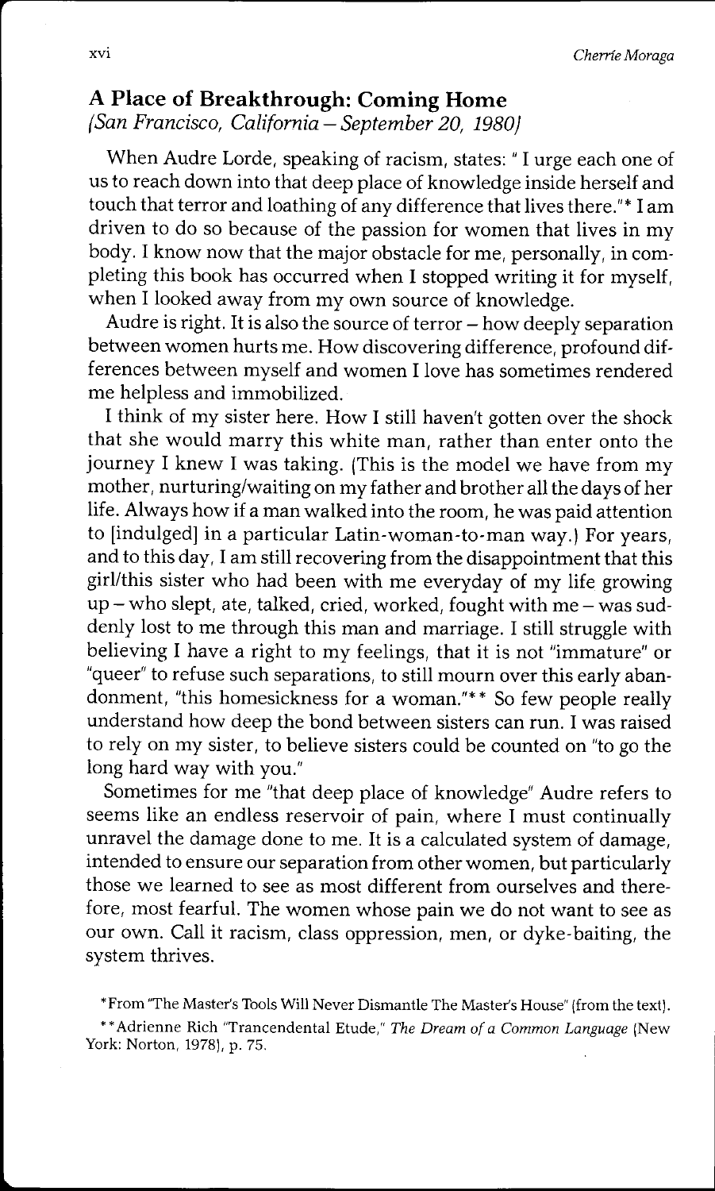## A Place of Breakthrough: Coming Home

*(San Francisco, California – September 20, 1980)*

When Audre Lorde, speaking of racism, states: " I urge each one of us to reach down into that deep place of knowledge inside herself and touch that terror and loathing of any difference that lives there."* I am driven to do so because of the passion for women that lives in my body. I know now that the major obstacle for me, personally, in completing this book has occurred when I stopped writing it for myself, when I looked away from my own source of knowledge.

Audre is right. It is also the source of terror – how deeply separation between women hurts me. How discovering difference, profound differences between myself and women I love has sometimes rendered me helpless and immobilized.

I think of my sister here. How I still haven't gotten over the shock that she would marry this white man, rather than enter onto the journey I knew I was taking. (This is the model we have from my mother, nurturing/waiting on my father and brother all the days of her life. Always how if a man walked into the room, he was paid attention to [indulged] in a particular Latin-woman-to-man way.) For years, and to this day, I am still recovering from the disappointment that this girl/this sister who had been with me everyday of my life growing up – who slept, ate, talked, cried, worked, fought with me – was suddenly lost to me through this man and marriage. I still struggle with believing I have a right to my feelings, that it is not "immature" or "queer" to refuse such separations, to still mourn over this early abandonment, "this homesickness for a woman."** So few people really understand how deep the bond between sisters can run. I was raised to rely on my sister, to believe sisters could be counted on "to go the long hard way with you."

Sometimes for me "that deep place of knowledge" Audre refers to seems like an endless reservoir of pain, where I must continually unravel the damage done to me. It is a calculated system of damage, intended to ensure our separation from other women, but particularly those we learned to see as most different from ourselves and therefore, most fearful. The women whose pain we do not want to see as our own. Call it racism, class oppression, men, or dyke-baiting, the system thrives.

*From "The Master's Tools Will Never Dismantle The Master's House" (from the text).

**Adrienne Rich "Trancendental Etude," *The Dream of a Common Language* (New York: Norton, 1978), p. 75.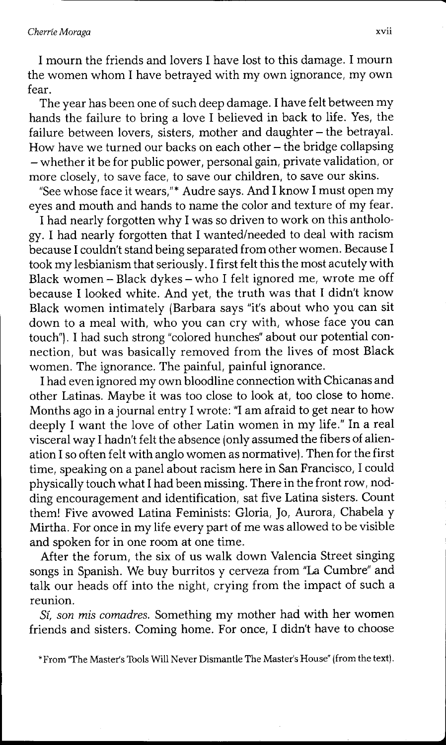I mourn the friends and lovers I have lost to this damage. I mourn the women whom I have betrayed with my own ignorance, my own fear.

The year has been one of such deep damage. I have felt between my hands the failure to bring a love I believed in back to life. Yes, the failure between lovers, sisters, mother and daughter – the betrayal. How have we turned our backs on each other – the bridge collapsing – whether it be for public power, personal gain, private validation, or more closely, to save face, to save our children, to save our skins.

"See whose face it wears,"* Audre says. And I know I must open my eyes and mouth and hands to name the color and texture of my fear.

I had nearly forgotten why I was so driven to work on this anthology. I had nearly forgotten that I wanted/needed to deal with racism because I couldn't stand being separated from other women. Because I took my lesbianism that seriously. I first felt this the most acutely with Black women – Black dykes – who I felt ignored me, wrote me off because I looked white. And yet, the truth was that I didn't know Black women intimately (Barbara says "it's about who you can sit down to a meal with, who you can cry with, whose face you can touch"). I had such strong "colored hunches" about our potential connection, but was basically removed from the lives of most Black women. The ignorance. The painful, painful ignorance.

I had even ignored my own bloodline connection with Chicanas and other Latinas. Maybe it was too close to look at, too close to home. Months ago in a journal entry I wrote: "I am afraid to get near to how deeply I want the love of other Latin women in my life." In a real visceral way I hadn't felt the absence (only assumed the fibers of alienation I so often felt with anglo women as normative). Then for the first time, speaking on a panel about racism here in San Francisco, I could physically touch what I had been missing. There in the front row, nodding encouragement and identification, sat five Latina sisters. Count them! Five avowed Latina Feminists: Gloria, Jo, Aurora, Chabela y Mirtha. For once in my life every part of me was allowed to be visible and spoken for in one room at one time.

After the forum, the six of us walk down Valencia Street singing songs in Spanish. We buy burritos y cerveza from "La Cumbre" and talk our heads off into the night, crying from the impact of such a reunion.

*Sí, son mis comadres.* Something my mother had with her women friends and sisters. Coming home. For once, I didn't have to choose

*From "The Master's Tools Will Never Dismantle The Master's House" (from the text).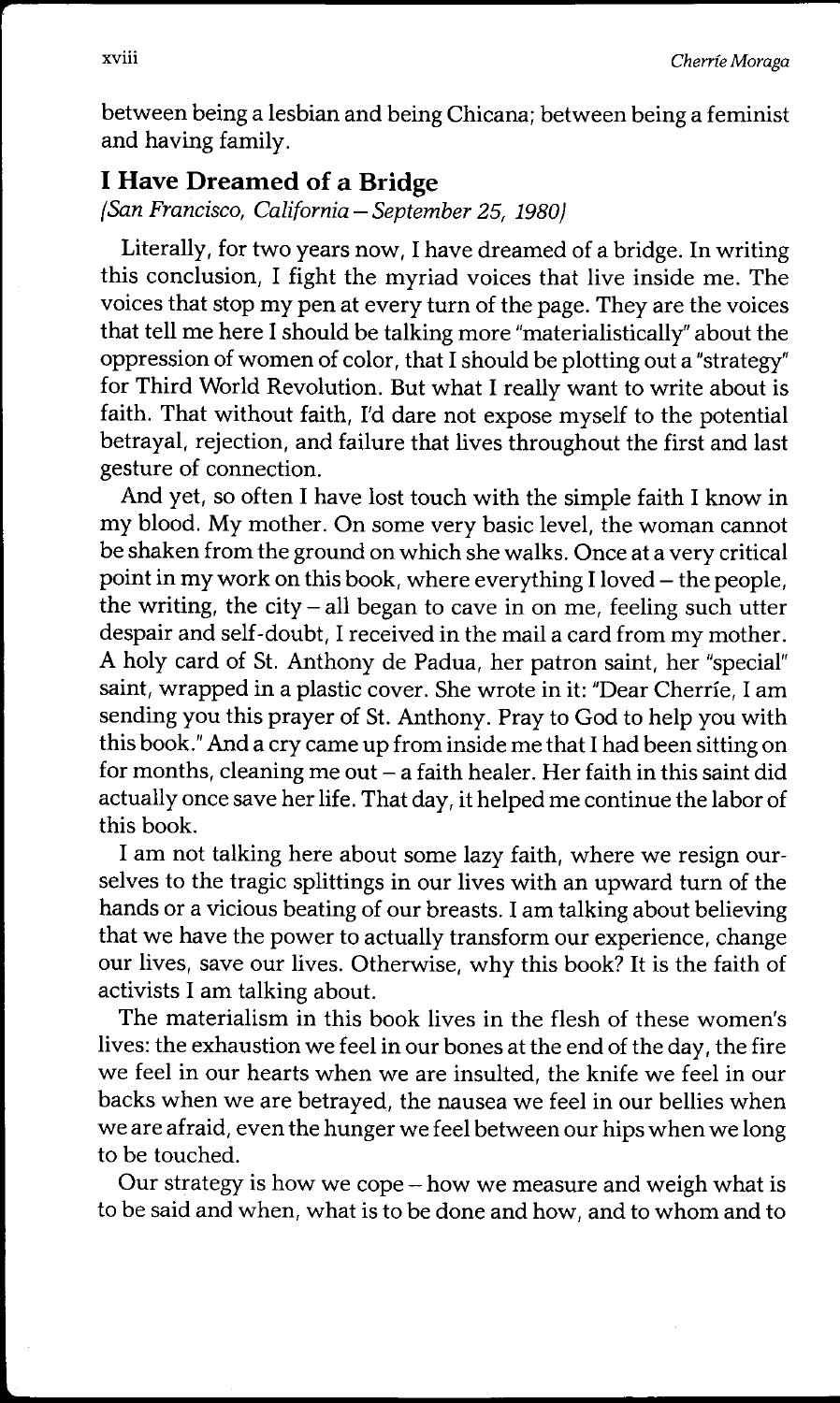between being a lesbian and being Chicana; between being a feminist and having family.

## I Have Dreamed of a Bridge

*(San Francisco, California – September 25, 1980)*

Literally, for two years now, I have dreamed of a bridge. In writing this conclusion, I fight the myriad voices that live inside me. The voices that stop my pen at every turn of the page. They are the voices that tell me here I should be talking more "materialistically" about the oppression of women of color, that I should be plotting out a "strategy" for Third World Revolution. But what I really want to write about is faith. That without faith, I'd dare not expose myself to the potential betrayal, rejection, and failure that lives throughout the first and last gesture of connection.

And yet, so often I have lost touch with the simple faith I know in my blood. My mother. On some very basic level, the woman cannot be shaken from the ground on which she walks. Once at a very critical point in my work on this book, where everything I loved – the people, the writing, the city – all began to cave in on me, feeling such utter despair and self-doubt, I received in the mail a card from my mother. A holy card of St. Anthony de Padua, her patron saint, her "special" saint, wrapped in a plastic cover. She wrote in it: "Dear Cherríe, I am sending you this prayer of St. Anthony. Pray to God to help you with this book." And a cry came up from inside me that I had been sitting on for months, cleaning me out – a faith healer. Her faith in this saint did actually once save her life. That day, it helped me continue the labor of this book.

I am not talking here about some lazy faith, where we resign ourselves to the tragic splittings in our lives with an upward turn of the hands or a vicious beating of our breasts. I am talking about believing that we have the power to actually transform our experience, change our lives, save our lives. Otherwise, why this book? It is the faith of activists I am talking about.

The materialism in this book lives in the flesh of these women's lives: the exhaustion we feel in our bones at the end of the day, the fire we feel in our hearts when we are insulted, the knife we feel in our backs when we are betrayed, the nausea we feel in our bellies when we are afraid, even the hunger we feel between our hips when we long to be touched.

Our strategy is how we cope – how we measure and weigh what is to be said and when, what is to be done and how, and to whom and to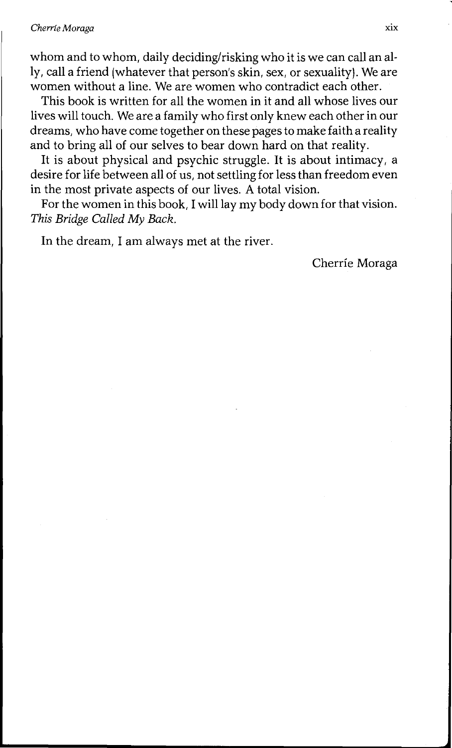whom and to whom, daily deciding/risking who it is we can call an ally, call a friend (whatever that person's skin, sex, or sexuality). We are women without a line. We are women who contradict each other.

This book is written for all the women in it and all whose lives our lives will touch. We are a family who first only knew each other in our dreams, who have come together on these pages to make faith a reality and to bring all of our selves to bear down hard on that reality.

It is about physical and psychic struggle. It is about intimacy, a desire for life between all of us, not settling for less than freedom even in the most private aspects of our lives. A total vision.

For the women in this book, I will lay my body down for that vision. *This Bridge Called My Back.*

In the dream, I am always met at the river.

Cherríe Moraga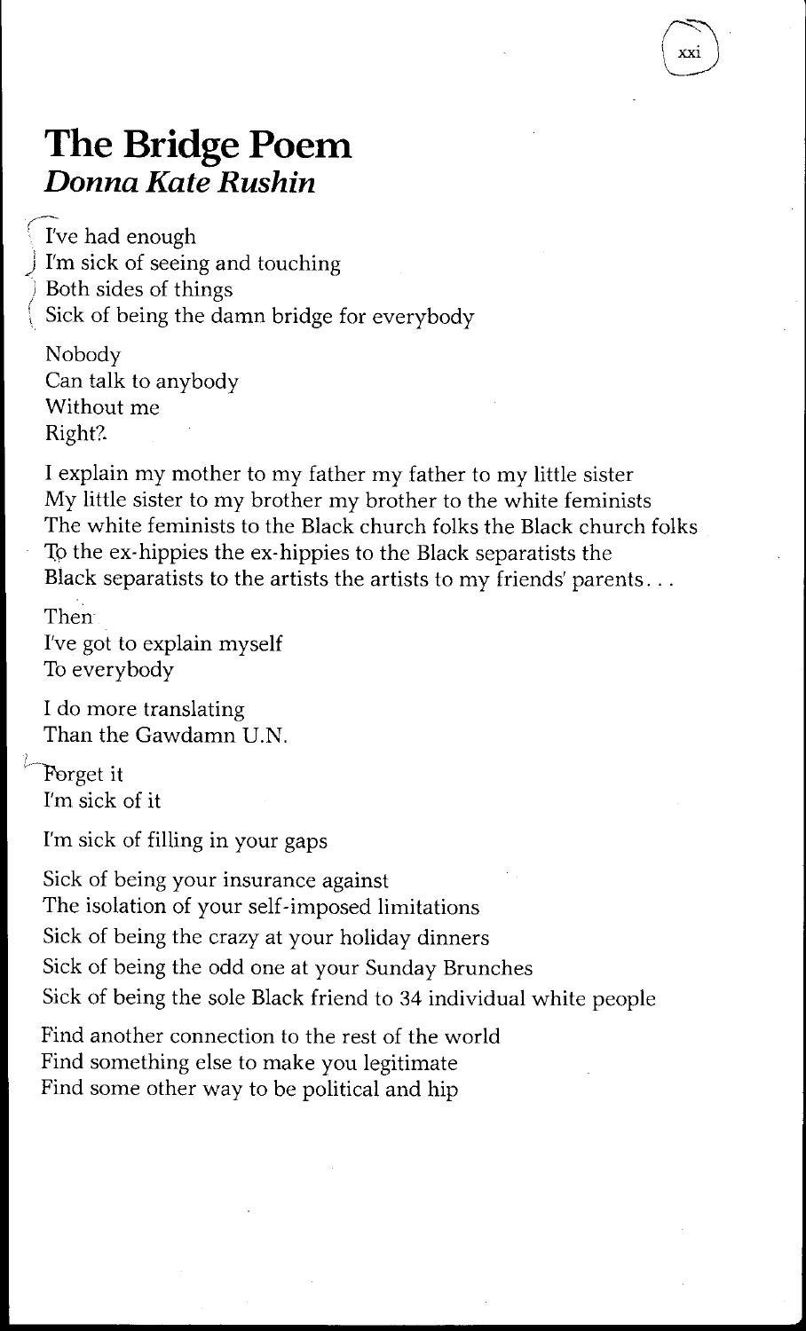# The Bridge Poem

***Donna Kate Rushin***

I've had enough  
I'm sick of seeing and touching  
Both sides of things  
Sick of being the damn bridge for everybody

Nobody  
Can talk to anybody  
Without me  
Right?.

I explain my mother to my father my father to my little sister  
My little sister to my brother my brother to the white feminists  
The white feminists to the Black church folks the Black church folks  
To the ex-hippies the ex-hippies to the Black separatists the  
Black separatists to the artists the artists to my friends' parents...

Then  
I've got to explain myself  
To everybody

I do more translating  
Than the Gawdamn U.N.

Forget it  
I'm sick of it

I'm sick of filling in your gaps

Sick of being your insurance against  
The isolation of your self-imposed limitations  
Sick of being the crazy at your holiday dinners  
Sick of being the odd one at your Sunday Brunches  
Sick of being the sole Black friend to 34 individual white people

Find another connection to the rest of the world  
Find something else to make you legitimate  
Find some other way to be political and hip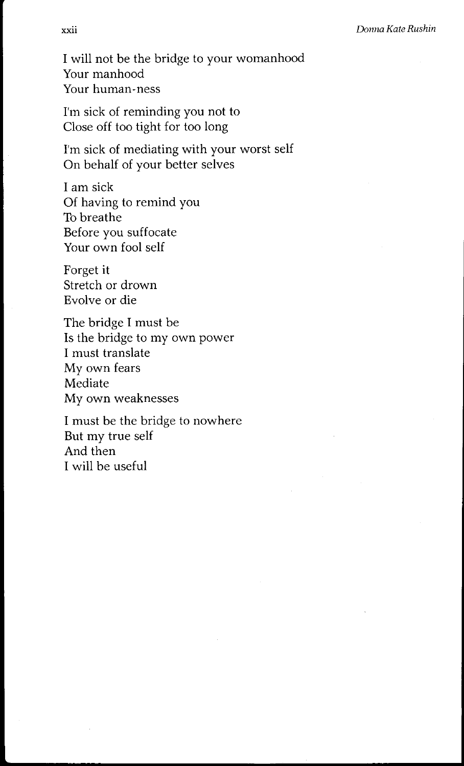I will not be the bridge to your womanhood
Your manhood
Your human-ness

I'm sick of reminding you not to
Close off too tight for too long

I'm sick of mediating with your worst self
On behalf of your better selves

I am sick
Of having to remind you
To breathe
Before you suffocate
Your own fool self

Forget it
Stretch or drown
Evolve or die

The bridge I must be
Is the bridge to my own power
I must translate
My own fears
Mediate
My own weaknesses

I must be the bridge to nowhere
But my true self
And then
I will be useful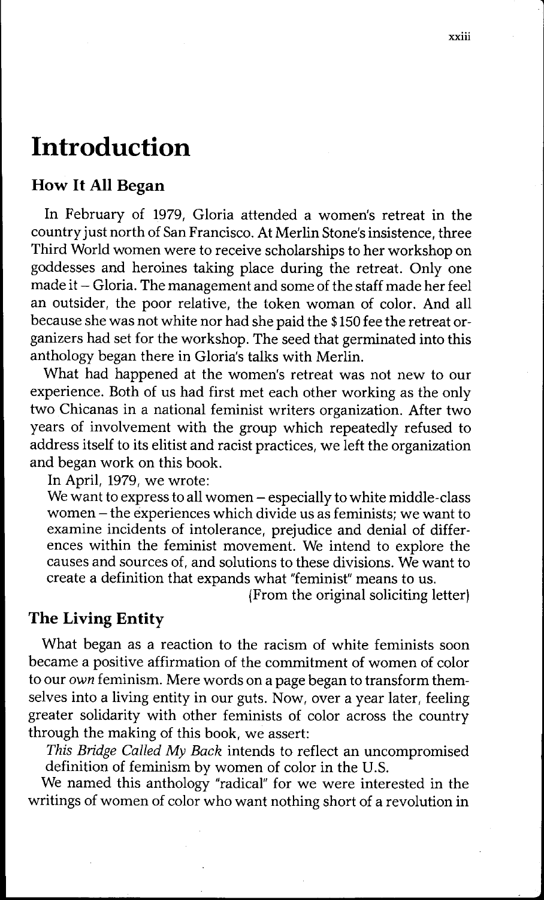# Introduction

## How It All Began

In February of 1979, Gloria attended a women's retreat in the country just north of San Francisco. At Merlin Stone's insistence, three Third World women were to receive scholarships to her workshop on goddesses and heroines taking place during the retreat. Only one made it – Gloria. The management and some of the staff made her feel an outsider, the poor relative, the token woman of color. And all because she was not white nor had she paid the $150 fee the retreat organizers had set for the workshop. The seed that germinated into this anthology began there in Gloria's talks with Merlin.

What had happened at the women's retreat was not new to our experience. Both of us had first met each other working as the only two Chicanas in a national feminist writers organization. After two years of involvement with the group which repeatedly refused to address itself to its elitist and racist practices, we left the organization and began work on this book.

In April, 1979, we wrote:

> We want to express to all women – especially to white middle-class women – the experiences which divide us as feminists; we want to examine incidents of intolerance, prejudice and denial of differences within the feminist movement. We intend to explore the causes and sources of, and solutions to these divisions. We want to create a definition that expands what "feminist" means to us.
>
> (From the original soliciting letter)

## The Living Entity

What began as a reaction to the racism of white feminists soon became a positive affirmation of the commitment of women of color to our *own* feminism. Mere words on a page began to transform themselves into a living entity in our guts. Now, over a year later, feeling greater solidarity with other feminists of color across the country through the making of this book, we assert:

> *This Bridge Called My Back* intends to reflect an uncompromised definition of feminism by women of color in the U.S.

We named this anthology "radical" for we were interested in the writings of women of color who want nothing short of a revolution in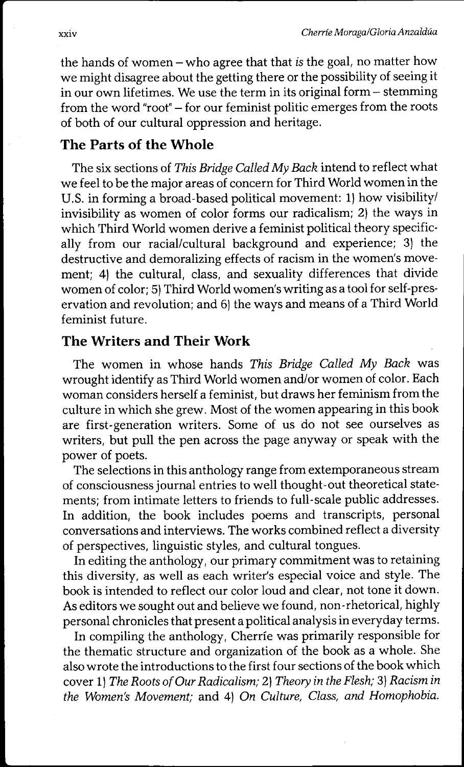the hands of women – who agree that that *is* the goal, no matter how we might disagree about the getting there or the possibility of seeing it in our own lifetimes. We use the term in its original form – stemming from the word "root" – for our feminist politic emerges from the roots of both of our cultural oppression and heritage.

## The Parts of the Whole

The six sections of *This Bridge Called My Back* intend to reflect what we feel to be the major areas of concern for Third World women in the U.S. in forming a broad-based political movement: 1) how visibility/invisibility as women of color forms our radicalism; 2) the ways in which Third World women derive a feminist political theory specifically from our racial/cultural background and experience; 3) the destructive and demoralizing effects of racism in the women's movement; 4) the cultural, class, and sexuality differences that divide women of color; 5) Third World women's writing as a tool for self-preservation and revolution; and 6) the ways and means of a Third World feminist future.

## The Writers and Their Work

The women in whose hands *This Bridge Called My Back* was wrought identify as Third World women and/or women of color. Each woman considers herself a feminist, but draws her feminism from the culture in which she grew. Most of the women appearing in this book are first-generation writers. Some of us do not see ourselves as writers, but pull the pen across the page anyway or speak with the power of poets.

The selections in this anthology range from extemporaneous stream of consciousness journal entries to well thought-out theoretical statements; from intimate letters to friends to full-scale public addresses. In addition, the book includes poems and transcripts, personal conversations and interviews. The works combined reflect a diversity of perspectives, linguistic styles, and cultural tongues.

In editing the anthology, our primary commitment was to retaining this diversity, as well as each writer's especial voice and style. The book is intended to reflect our color loud and clear, not tone it down. As editors we sought out and believe we found, non-rhetorical, highly personal chronicles that present a political analysis in everyday terms.

In compiling the anthology, Cherríe was primarily responsible for the thematic structure and organization of the book as a whole. She also wrote the introductions to the first four sections of the book which cover 1) *The Roots of Our Radicalism;* 2) *Theory in the Flesh;* 3) *Racism in the Women's Movement;* and 4) *On Culture, Class, and Homophobia.*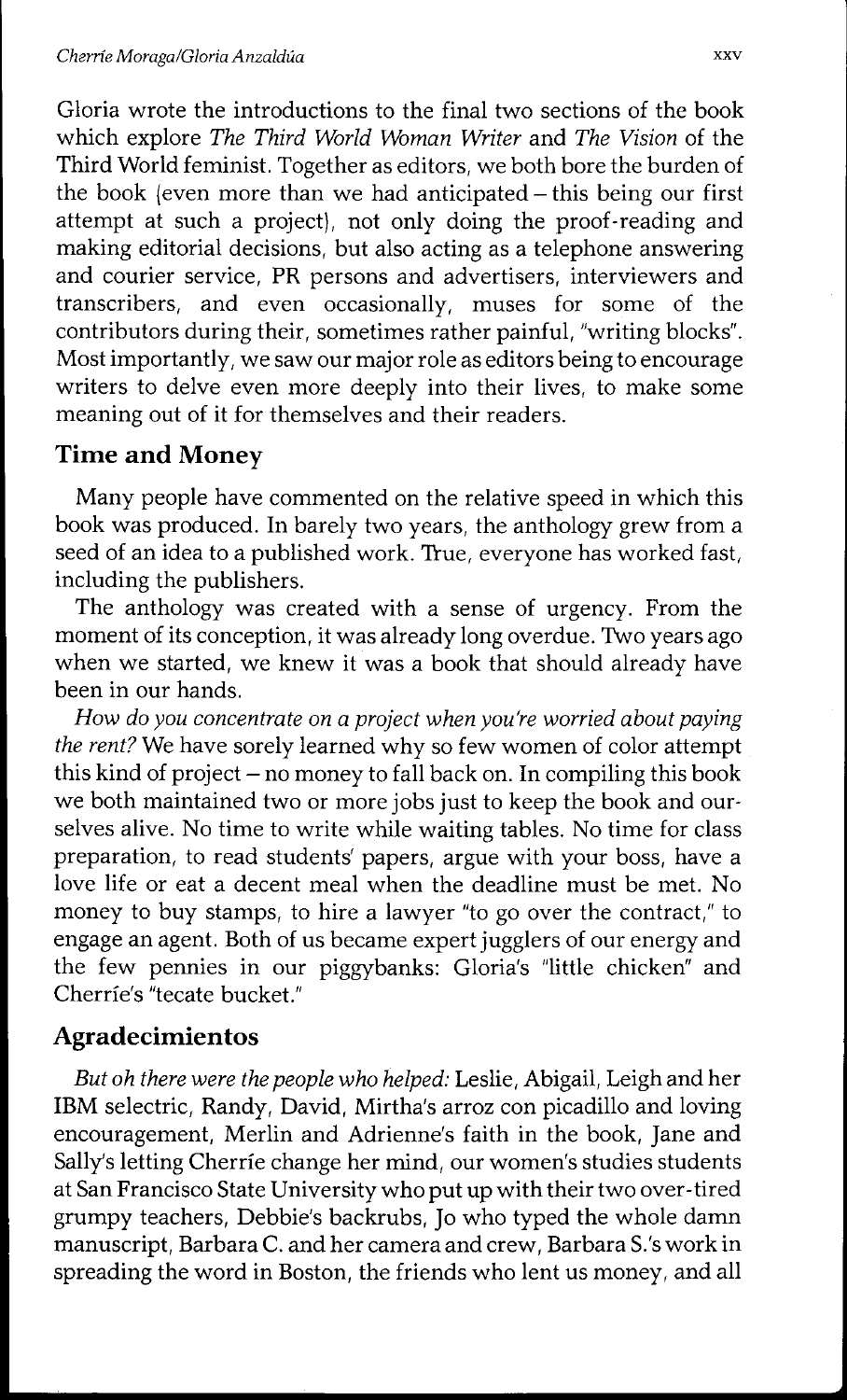Gloria wrote the introductions to the final two sections of the book which explore *The Third World Woman Writer* and *The Vision* of the Third World feminist. Together as editors, we both bore the burden of the book (even more than we had anticipated – this being our first attempt at such a project), not only doing the proof-reading and making editorial decisions, but also acting as a telephone answering and courier service, PR persons and advertisers, interviewers and transcribers, and even occasionally, muses for some of the contributors during their, sometimes rather painful, "writing blocks". Most importantly, we saw our major role as editors being to encourage writers to delve even more deeply into their lives, to make some meaning out of it for themselves and their readers.

## Time and Money

Many people have commented on the relative speed in which this book was produced. In barely two years, the anthology grew from a seed of an idea to a published work. True, everyone has worked fast, including the publishers.

The anthology was created with a sense of urgency. From the moment of its conception, it was already long overdue. Two years ago when we started, we knew it was a book that should already have been in our hands.

*How do you concentrate on a project when you're worried about paying the rent?* We have sorely learned why so few women of color attempt this kind of project – no money to fall back on. In compiling this book we both maintained two or more jobs just to keep the book and ourselves alive. No time to write while waiting tables. No time for class preparation, to read students' papers, argue with your boss, have a love life or eat a decent meal when the deadline must be met. No money to buy stamps, to hire a lawyer "to go over the contract," to engage an agent. Both of us became expert jugglers of our energy and the few pennies in our piggybanks: Gloria's "little chicken" and Cherríe's "tecate bucket."

## Agradecimientos

*But oh there were the people who helped:* Leslie, Abigail, Leigh and her IBM selectric, Randy, David, Mirtha's arroz con picadillo and loving encouragement, Merlin and Adrienne's faith in the book, Jane and Sally's letting Cherríe change her mind, our women's studies students at San Francisco State University who put up with their two over-tired grumpy teachers, Debbie's backrubs, Jo who typed the whole damn manuscript, Barbara C. and her camera and crew, Barbara S.'s work in spreading the word in Boston, the friends who lent us money, and all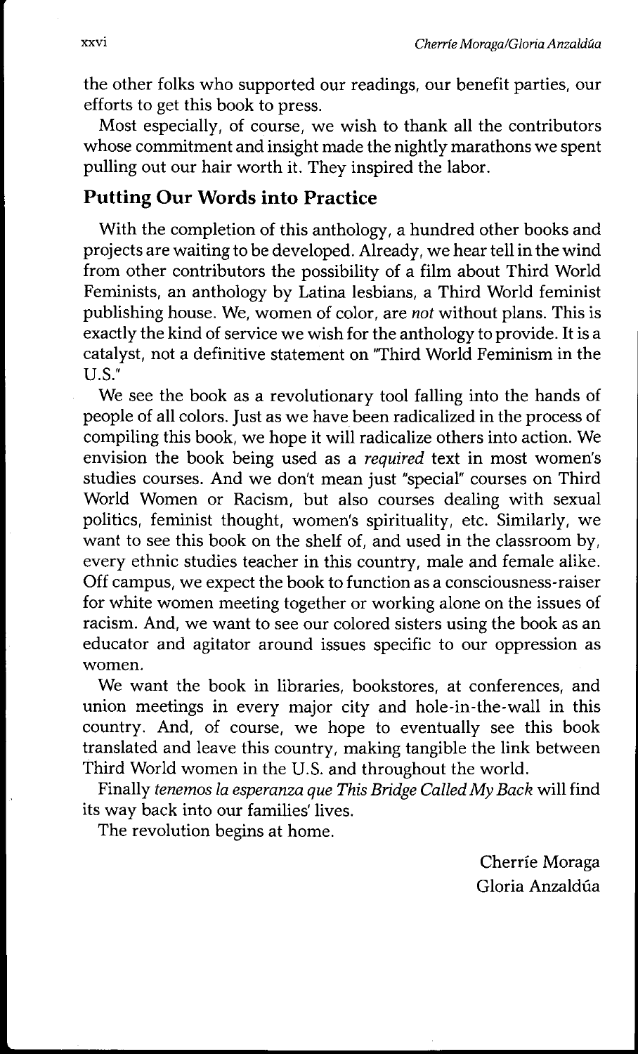the other folks who supported our readings, our benefit parties, our efforts to get this book to press.

Most especially, of course, we wish to thank all the contributors whose commitment and insight made the nightly marathons we spent pulling out our hair worth it. They inspired the labor.

## Putting Our Words into Practice

With the completion of this anthology, a hundred other books and projects are waiting to be developed. Already, we hear tell in the wind from other contributors the possibility of a film about Third World Feminists, an anthology by Latina lesbians, a Third World feminist publishing house. We, women of color, are *not* without plans. This is exactly the kind of service we wish for the anthology to provide. It is a catalyst, not a definitive statement on "Third World Feminism in the U.S."

We see the book as a revolutionary tool falling into the hands of people of all colors. Just as we have been radicalized in the process of compiling this book, we hope it will radicalize others into action. We envision the book being used as a *required* text in most women's studies courses. And we don't mean just "special" courses on Third World Women or Racism, but also courses dealing with sexual politics, feminist thought, women's spirituality, etc. Similarly, we want to see this book on the shelf of, and used in the classroom by, every ethnic studies teacher in this country, male and female alike. Off campus, we expect the book to function as a consciousness-raiser for white women meeting together or working alone on the issues of racism. And, we want to see our colored sisters using the book as an educator and agitator around issues specific to our oppression as women.

We want the book in libraries, bookstores, at conferences, and union meetings in every major city and hole-in-the-wall in this country. And, of course, we hope to eventually see this book translated and leave this country, making tangible the link between Third World women in the U.S. and throughout the world.

Finally *tenemos la esperanza que This Bridge Called My Back* will find its way back into our families' lives.

The revolution begins at home.

Cherríe Moraga
Gloria Anzaldúa